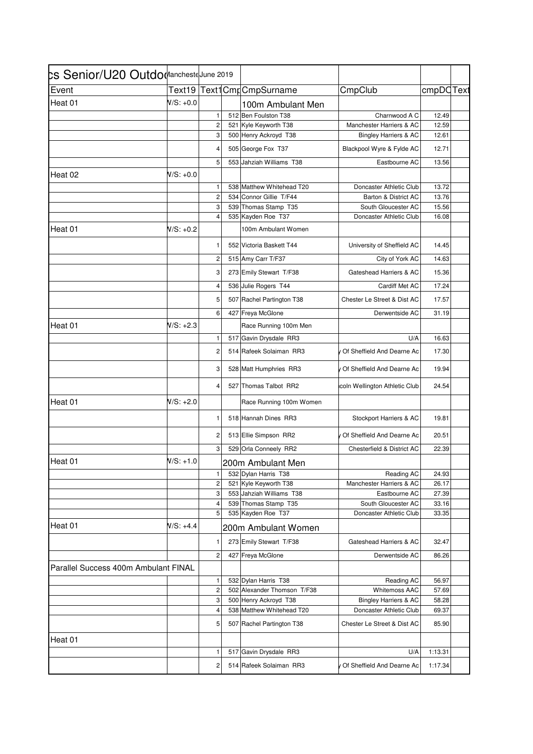| cs Senior/U20 Outdo | ancheste June 2019 | | | | | | |
|---|---|---|---|---|---|---|---|
| Event | Text19 | Text1 | Cmp | CmpSurname | CmpClub | cmpDC | Text |
| Heat 01 | V/S: +0.0 | | | 100m Ambulant Men | | | |
| | | 1 | 512 | Ben Foulston T38 | Charnwood A C | 12.49 | |
| | | 2 | 521 | Kyle Keyworth T38 | Manchester Harriers & AC | 12.59 | |
| | | 3 | 500 | Henry Ackroyd T38 | Bingley Harriers & AC | 12.61 | |
| | | 4 | 505 | George Fox T37 | Blackpool Wyre & Fylde AC | 12.71 | |
| | | 5 | 553 | Jahziah Williams T38 | Eastbourne AC | 13.56 | |
| Heat 02 | V/S: +0.0 | | | | | | |
| | | 1 | 538 | Matthew Whitehead T20 | Doncaster Athletic Club | 13.72 | |
| | | 2 | 534 | Connor Gillie T/F44 | Barton & District AC | 13.76 | |
| | | 3 | 539 | Thomas Stamp T35 | South Gloucester AC | 15.56 | |
| | | 4 | 535 | Kayden Roe T37 | Doncaster Athletic Club | 16.08 | |
| Heat 01 | V/S: +0.2 | | | 100m Ambulant Women | | | |
| | | 1 | 552 | Victoria Baskett T44 | University of Sheffield AC | 14.45 | |
| | | 2 | 515 | Amy Carr T/F37 | City of York AC | 14.63 | |
| | | 3 | 273 | Emily Stewart T/F38 | Gateshead Harriers & AC | 15.36 | |
| | | 4 | 536 | Julie Rogers T44 | Cardiff Met AC | 17.24 | |
| | | 5 | 507 | Rachel Partington T38 | Chester Le Street & Dist AC | 17.57 | |
| | | 6 | 427 | Freya McGlone | Derwentside AC | 31.19 | |
| Heat 01 | V/S: +2.3 | | | Race Running 100m Men | | | |
| | | 1 | 517 | Gavin Drysdale RR3 | U/A | 16.63 | |
| | | 2 | 514 | Rafeek Solaiman RR3 | y Of Sheffield And Dearne Ac | 17.30 | |
| | | 3 | 528 | Matt Humphries RR3 | y Of Sheffield And Dearne Ac | 19.94 | |
| | | 4 | 527 | Thomas Talbot RR2 | coln Wellington Athletic Club | 24.54 | |
| Heat 01 | V/S: +2.0 | | | Race Running 100m Women | | | |
| | | 1 | 518 | Hannah Dines RR3 | Stockport Harriers & AC | 19.81 | |
| | | 2 | 513 | Ellie Simpson RR2 | y Of Sheffield And Dearne Ac | 20.51 | |
| | | 3 | 529 | Orla Conneely RR2 | Chesterfield & District AC | 22.39 | |
| Heat 01 | V/S: +1.0 | | | 200m Ambulant Men | | | |
| | | 1 | 532 | Dylan Harris T38 | Reading AC | 24.93 | |
| | | 2 | 521 | Kyle Keyworth T38 | Manchester Harriers & AC | 26.17 | |
| | | 3 | 553 | Jahziah Williams T38 | Eastbourne AC | 27.39 | |
| | | 4 | 539 | Thomas Stamp T35 | South Gloucester AC | 33.16 | |
| | | 5 | 535 | Kayden Roe T37 | Doncaster Athletic Club | 33.35 | |
| Heat 01 | V/S: +4.4 | | | 200m Ambulant Women | | | |
| | | 1 | 273 | Emily Stewart T/F38 | Gateshead Harriers & AC | 32.47 | |
| | | 2 | 427 | Freya McGlone | Derwentside AC | 86.26 | |
| Parallel Success 400m Ambulant FINAL | | | | | | | |
| | | 1 | 532 | Dylan Harris T38 | Reading AC | 56.97 | |
| | | 2 | 502 | Alexander Thomson T/F38 | Whitemoss AAC | 57.69 | |
| | | 3 | 500 | Henry Ackroyd T38 | Bingley Harriers & AC | 58.28 | |
| | | 4 | 538 | Matthew Whitehead T20 | Doncaster Athletic Club | 69.37 | |
| | | 5 | 507 | Rachel Partington T38 | Chester Le Street & Dist AC | 85.90 | |
| Heat 01 | | | | | | | |
| | | 1 | 517 | Gavin Drysdale RR3 | U/A | 1:13.31 | |
| | | 2 | 514 | Rafeek Solaiman RR3 | y Of Sheffield And Dearne Ac | 1:17.34 | |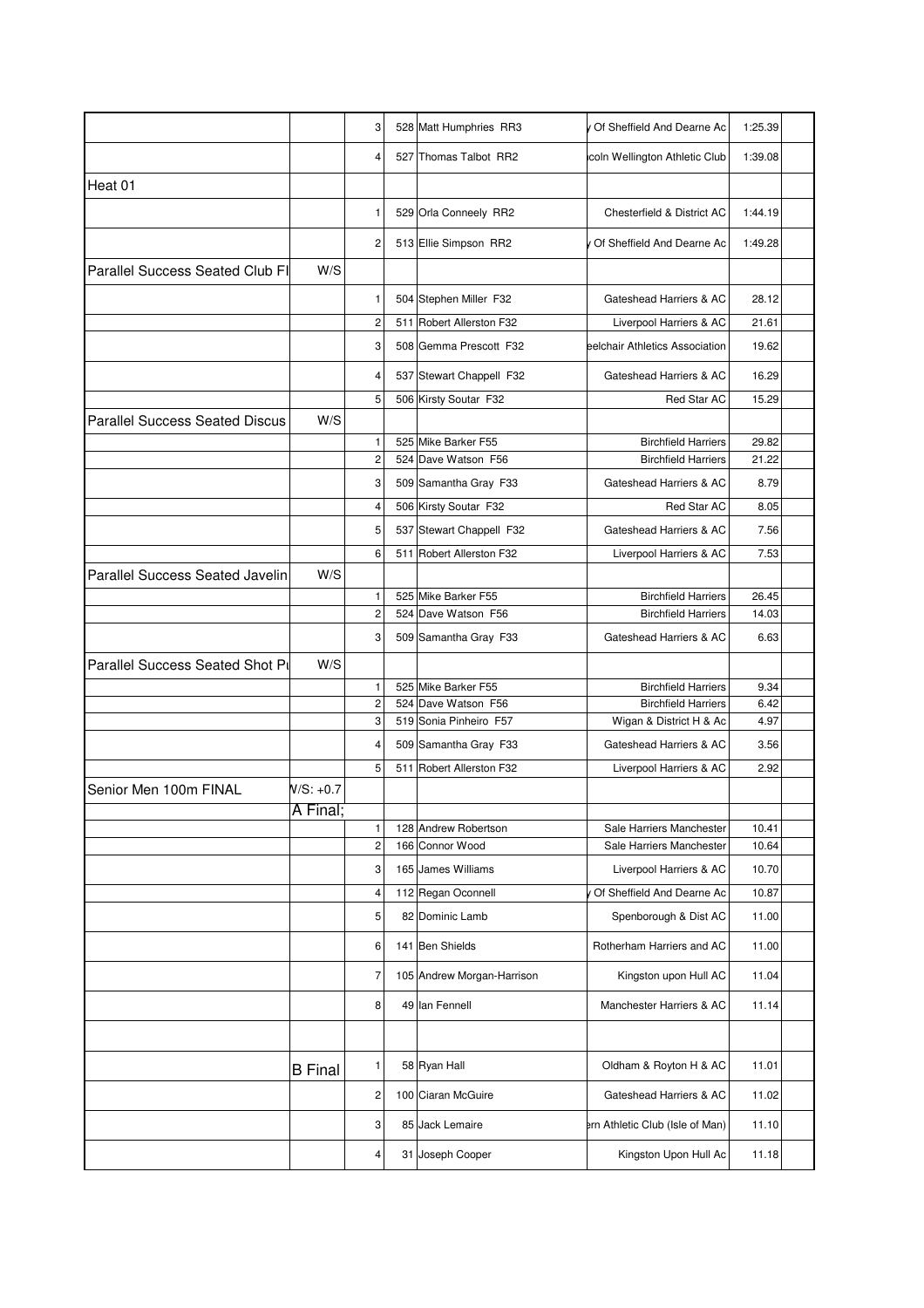| | | | | | | | |
|---|---|---|---|---|---|---|---|
| | | 3 | 528 | Matt Humphries RR3 | y Of Sheffield And Dearne Ac | 1:25.39 | |
| | | 4 | 527 | Thomas Talbot RR2 | coln Wellington Athletic Club | 1:39.08 | |
| Heat 01 | | | | | | | |
| | | 1 | 529 | Orla Conneely RR2 | Chesterfield & District AC | 1:44.19 | |
| | | 2 | 513 | Ellie Simpson RR2 | y Of Sheffield And Dearne Ac | 1:49.28 | |
| Parallel Success Seated Club Fl | W/S | | | | | | |
| | | 1 | 504 | Stephen Miller F32 | Gateshead Harriers & AC | 28.12 | |
| | | 2 | 511 | Robert Allerston F32 | Liverpool Harriers & AC | 21.61 | |
| | | 3 | 508 | Gemma Prescott F32 | eelchair Athletics Association | 19.62 | |
| | | 4 | 537 | Stewart Chappell F32 | Gateshead Harriers & AC | 16.29 | |
| | | 5 | 506 | Kirsty Soutar F32 | Red Star AC | 15.29 | |
| Parallel Success Seated Discus | W/S | | | | | | |
| | | 1 | 525 | Mike Barker F55 | Birchfield Harriers | 29.82 | |
| | | 2 | 524 | Dave Watson F56 | Birchfield Harriers | 21.22 | |
| | | 3 | 509 | Samantha Gray F33 | Gateshead Harriers & AC | 8.79 | |
| | | 4 | 506 | Kirsty Soutar F32 | Red Star AC | 8.05 | |
| | | 5 | 537 | Stewart Chappell F32 | Gateshead Harriers & AC | 7.56 | |
| | | 6 | 511 | Robert Allerston F32 | Liverpool Harriers & AC | 7.53 | |
| Parallel Success Seated Javelin | W/S | | | | | | |
| | | 1 | 525 | Mike Barker F55 | Birchfield Harriers | 26.45 | |
| | | 2 | 524 | Dave Watson F56 | Birchfield Harriers | 14.03 | |
| | | 3 | 509 | Samantha Gray F33 | Gateshead Harriers & AC | 6.63 | |
| Parallel Success Seated Shot Pu | W/S | | | | | | |
| | | 1 | 525 | Mike Barker F55 | Birchfield Harriers | 9.34 | |
| | | 2 | 524 | Dave Watson F56 | Birchfield Harriers | 6.42 | |
| | | 3 | 519 | Sonia Pinheiro F57 | Wigan & District H & Ac | 4.97 | |
| | | 4 | 509 | Samantha Gray F33 | Gateshead Harriers & AC | 3.56 | |
| | | 5 | 511 | Robert Allerston F32 | Liverpool Harriers & AC | 2.92 | |
| Senior Men 100m FINAL | W/S: +0.7 | | | | | | |
| | A Final; | | | | | | |
| | | 1 | 128 | Andrew Robertson | Sale Harriers Manchester | 10.41 | |
| | | 2 | 166 | Connor Wood | Sale Harriers Manchester | 10.64 | |
| | | 3 | 165 | James Williams | Liverpool Harriers & AC | 10.70 | |
| | | 4 | 112 | Regan Oconnell | y Of Sheffield And Dearne Ac | 10.87 | |
| | | 5 | 82 | Dominic Lamb | Spenborough & Dist AC | 11.00 | |
| | | 6 | 141 | Ben Shields | Rotherham Harriers and AC | 11.00 | |
| | | 7 | 105 | Andrew Morgan-Harrison | Kingston upon Hull AC | 11.04 | |
| | | 8 | 49 | Ian Fennell | Manchester Harriers & AC | 11.14 | |
| | | | | | | | |
| | B Final | 1 | 58 | Ryan Hall | Oldham & Royton H & AC | 11.01 | |
| | | 2 | 100 | Ciaran McGuire | Gateshead Harriers & AC | 11.02 | |
| | | 3 | 85 | Jack Lemaire | ern Athletic Club (Isle of Man) | 11.10 | |
| | | 4 | 31 | Joseph Cooper | Kingston Upon Hull Ac | 11.18 | |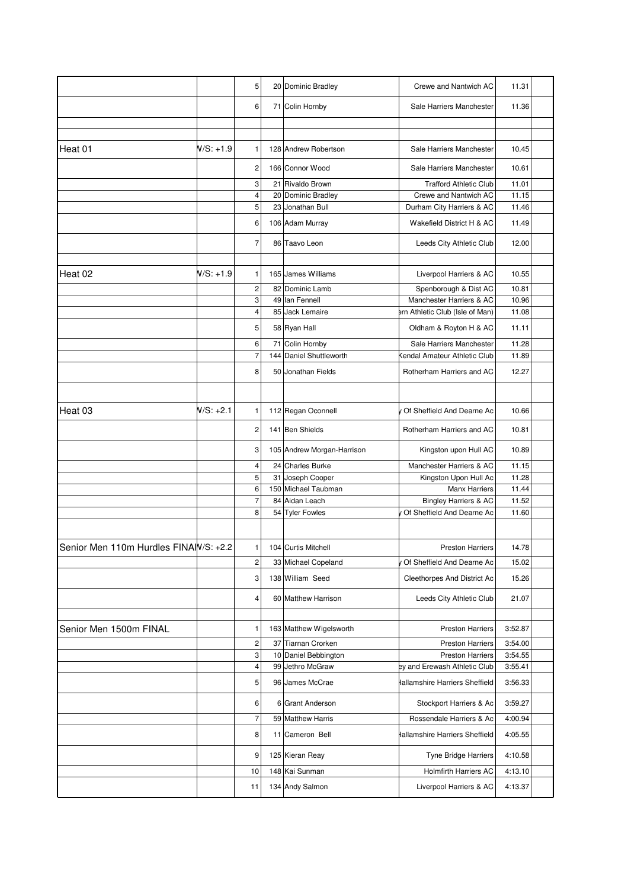| | | | | | | |
|---|---|---|---|---|---|---|
| | | 5 | 20 | Dominic Bradley | Crewe and Nantwich AC | 11.31 |
| | | 6 | 71 | Colin Hornby | Sale Harriers Manchester | 11.36 |
| | | | | | | |
| Heat 01 | W/S: +1.9 | 1 | 128 | Andrew Robertson | Sale Harriers Manchester | 10.45 |
| | | 2 | 166 | Connor Wood | Sale Harriers Manchester | 10.61 |
| | | 3 | 21 | Rivaldo Brown | Trafford Athletic Club | 11.01 |
| | | 4 | 20 | Dominic Bradley | Crewe and Nantwich AC | 11.15 |
| | | 5 | 23 | Jonathan Bull | Durham City Harriers & AC | 11.46 |
| | | 6 | 106 | Adam Murray | Wakefield District H & AC | 11.49 |
| | | 7 | 86 | Taavo Leon | Leeds City Athletic Club | 12.00 |
| | | | | | | |
| Heat 02 | W/S: +1.9 | 1 | 165 | James Williams | Liverpool Harriers & AC | 10.55 |
| | | 2 | 82 | Dominic Lamb | Spenborough & Dist AC | 10.81 |
| | | 3 | 49 | Ian Fennell | Manchester Harriers & AC | 10.96 |
| | | 4 | 85 | Jack Lemaire | ern Athletic Club (Isle of Man) | 11.08 |
| | | 5 | 58 | Ryan Hall | Oldham & Royton H & AC | 11.11 |
| | | 6 | 71 | Colin Hornby | Sale Harriers Manchester | 11.28 |
| | | 7 | 144 | Daniel Shuttleworth | Kendal Amateur Athletic Club | 11.89 |
| | | 8 | 50 | Jonathan Fields | Rotherham Harriers and AC | 12.27 |
| | | | | | | |
| Heat 03 | W/S: +2.1 | 1 | 112 | Regan Oconnell | y Of Sheffield And Dearne Ac | 10.66 |
| | | 2 | 141 | Ben Shields | Rotherham Harriers and AC | 10.81 |
| | | 3 | 105 | Andrew Morgan-Harrison | Kingston upon Hull AC | 10.89 |
| | | 4 | 24 | Charles Burke | Manchester Harriers & AC | 11.15 |
| | | 5 | 31 | Joseph Cooper | Kingston Upon Hull Ac | 11.28 |
| | | 6 | 150 | Michael Taubman | Manx Harriers | 11.44 |
| | | 7 | 84 | Aidan Leach | Bingley Harriers & AC | 11.52 |
| | | 8 | 54 | Tyler Fowles | y Of Sheffield And Dearne Ac | 11.60 |
| | | | | | | |
| Senior Men 110m Hurdles FINAL | W/S: +2.2 | 1 | 104 | Curtis Mitchell | Preston Harriers | 14.78 |
| | | 2 | 33 | Michael Copeland | y Of Sheffield And Dearne Ac | 15.02 |
| | | 3 | 138 | William Seed | Cleethorpes And District Ac | 15.26 |
| | | 4 | 60 | Matthew Harrison | Leeds City Athletic Club | 21.07 |
| | | | | | | |
| Senior Men 1500m FINAL | | 1 | 163 | Matthew Wigelsworth | Preston Harriers | 3:52.87 |
| | | 2 | 37 | Tiarnan Crorken | Preston Harriers | 3:54.00 |
| | | 3 | 10 | Daniel Bebbington | Preston Harriers | 3:54.55 |
| | | 4 | 99 | Jethro McGraw | ey and Erewash Athletic Club | 3:55.41 |
| | | 5 | 96 | James McCrae | Hallamshire Harriers Sheffield | 3:56.33 |
| | | 6 | 6 | Grant Anderson | Stockport Harriers & Ac | 3:59.27 |
| | | 7 | 59 | Matthew Harris | Rossendale Harriers & Ac | 4:00.94 |
| | | 8 | 11 | Cameron Bell | Hallamshire Harriers Sheffield | 4:05.55 |
| | | 9 | 125 | Kieran Reay | Tyne Bridge Harriers | 4:10.58 |
| | | 10 | 148 | Kai Sunman | Holmfirth Harriers AC | 4:13.10 |
| | | 11 | 134 | Andy Salmon | Liverpool Harriers & AC | 4:13.37 |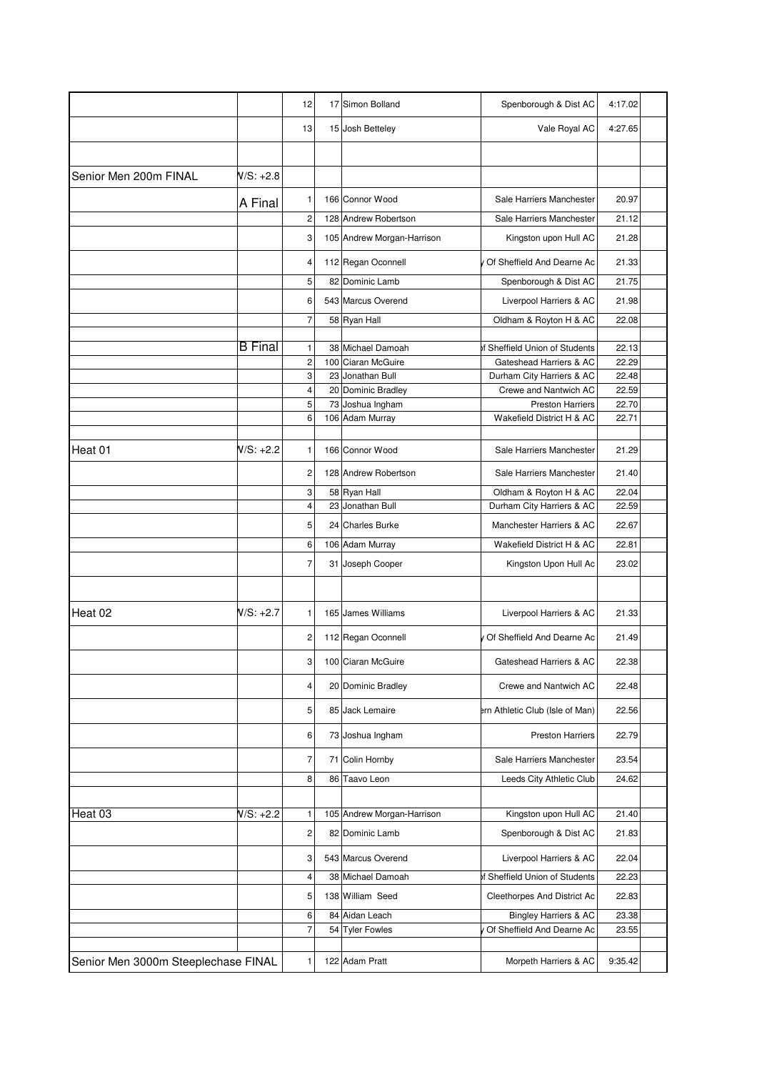| | | | | | | |
|---|---|---|---|---|---|---|
| | | 12 | 17 | Simon Bolland | Spenborough & Dist AC | 4:17.02 |
| | | 13 | 15 | Josh Betteley | Vale Royal AC | 4:27.65 |
| | | | | | | |
| Senior Men 200m FINAL | W/S: +2.8 | | | | | |
| | A Final | 1 | 166 | Connor Wood | Sale Harriers Manchester | 20.97 |
| | | 2 | 128 | Andrew Robertson | Sale Harriers Manchester | 21.12 |
| | | 3 | 105 | Andrew Morgan-Harrison | Kingston upon Hull AC | 21.28 |
| | | 4 | 112 | Regan Oconnell | y Of Sheffield And Dearne Ac | 21.33 |
| | | 5 | 82 | Dominic Lamb | Spenborough & Dist AC | 21.75 |
| | | 6 | 543 | Marcus Overend | Liverpool Harriers & AC | 21.98 |
| | | 7 | 58 | Ryan Hall | Oldham & Royton H & AC | 22.08 |
| | | | | | | |
| | B Final | 1 | 38 | Michael Damoah | of Sheffield Union of Students | 22.13 |
| | | 2 | 100 | Ciaran McGuire | Gateshead Harriers & AC | 22.29 |
| | | 3 | 23 | Jonathan Bull | Durham City Harriers & AC | 22.48 |
| | | 4 | 20 | Dominic Bradley | Crewe and Nantwich AC | 22.59 |
| | | 5 | 73 | Joshua Ingham | Preston Harriers | 22.70 |
| | | 6 | 106 | Adam Murray | Wakefield District H & AC | 22.71 |
| | | | | | | |
| Heat 01 | W/S: +2.2 | 1 | 166 | Connor Wood | Sale Harriers Manchester | 21.29 |
| | | 2 | 128 | Andrew Robertson | Sale Harriers Manchester | 21.40 |
| | | 3 | 58 | Ryan Hall | Oldham & Royton H & AC | 22.04 |
| | | 4 | 23 | Jonathan Bull | Durham City Harriers & AC | 22.59 |
| | | 5 | 24 | Charles Burke | Manchester Harriers & AC | 22.67 |
| | | 6 | 106 | Adam Murray | Wakefield District H & AC | 22.81 |
| | | 7 | 31 | Joseph Cooper | Kingston Upon Hull Ac | 23.02 |
| | | | | | | |
| Heat 02 | W/S: +2.7 | 1 | 165 | James Williams | Liverpool Harriers & AC | 21.33 |
| | | 2 | 112 | Regan Oconnell | y Of Sheffield And Dearne Ac | 21.49 |
| | | 3 | 100 | Ciaran McGuire | Gateshead Harriers & AC | 22.38 |
| | | 4 | 20 | Dominic Bradley | Crewe and Nantwich AC | 22.48 |
| | | 5 | 85 | Jack Lemaire | ern Athletic Club (Isle of Man) | 22.56 |
| | | 6 | 73 | Joshua Ingham | Preston Harriers | 22.79 |
| | | 7 | 71 | Colin Hornby | Sale Harriers Manchester | 23.54 |
| | | 8 | 86 | Taavo Leon | Leeds City Athletic Club | 24.62 |
| | | | | | | |
| Heat 03 | W/S: +2.2 | 1 | 105 | Andrew Morgan-Harrison | Kingston upon Hull AC | 21.40 |
| | | 2 | 82 | Dominic Lamb | Spenborough & Dist AC | 21.83 |
| | | 3 | 543 | Marcus Overend | Liverpool Harriers & AC | 22.04 |
| | | 4 | 38 | Michael Damoah | of Sheffield Union of Students | 22.23 |
| | | 5 | 138 | William Seed | Cleethorpes And District Ac | 22.83 |
| | | 6 | 84 | Aidan Leach | Bingley Harriers & AC | 23.38 |
| | | 7 | 54 | Tyler Fowles | y Of Sheffield And Dearne Ac | 23.55 |
| | | | | | | |
| Senior Men 3000m Steeplechase FINAL | | 1 | 122 | Adam Pratt | Morpeth Harriers & AC | 9:35.42 |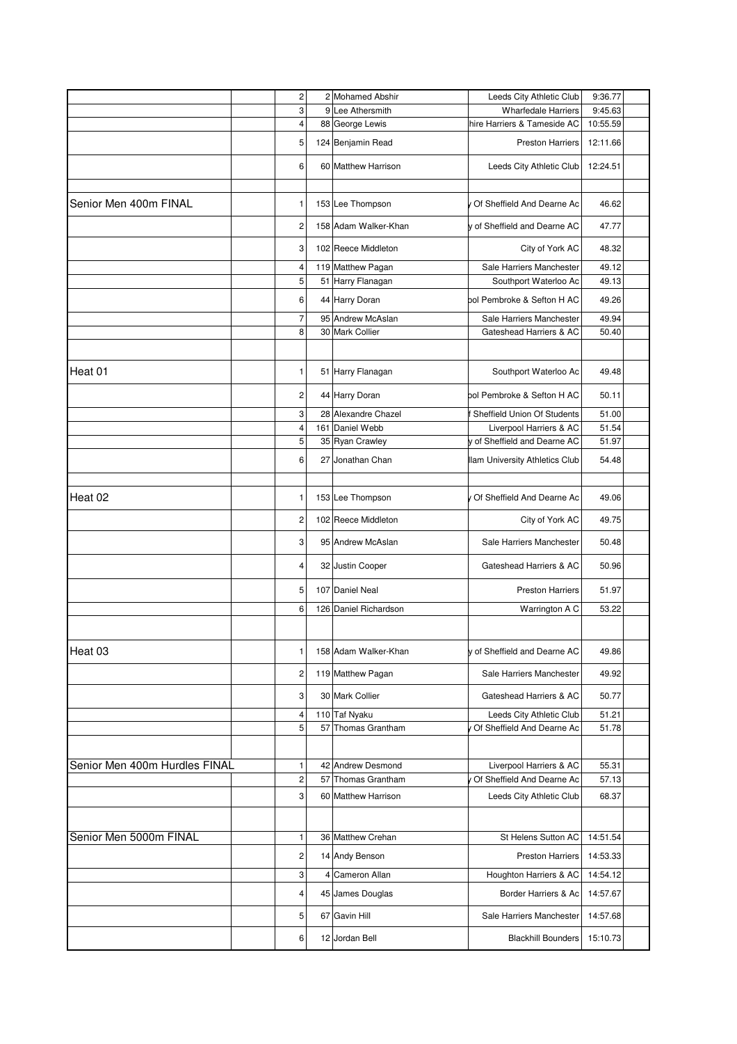| Event | | Pos | No | Name | Club | Time | |
|---|---|---|---|---|---|---|---|
| | | 2 | 2 | Mohamed Abshir | Leeds City Athletic Club | 9:36.77 | |
| | | 3 | 9 | Lee Athersmith | Wharfedale Harriers | 9:45.63 | |
| | | 4 | 88 | George Lewis | hire Harriers & Tameside AC | 10:55.59 | |
| | | 5 | 124 | Benjamin Read | Preston Harriers | 12:11.66 | |
| | | 6 | 60 | Matthew Harrison | Leeds City Athletic Club | 12:24.51 | |
| | | | | | | | |
| Senior Men 400m FINAL | | 1 | 153 | Lee Thompson | y Of Sheffield And Dearne Ac | 46.62 | |
| | | 2 | 158 | Adam Walker-Khan | y of Sheffield and Dearne AC | 47.77 | |
| | | 3 | 102 | Reece Middleton | City of York AC | 48.32 | |
| | | 4 | 119 | Matthew Pagan | Sale Harriers Manchester | 49.12 | |
| | | 5 | 51 | Harry Flanagan | Southport Waterloo Ac | 49.13 | |
| | | 6 | 44 | Harry Doran | ool Pembroke & Sefton H AC | 49.26 | |
| | | 7 | 95 | Andrew McAslan | Sale Harriers Manchester | 49.94 | |
| | | 8 | 30 | Mark Collier | Gateshead Harriers & AC | 50.40 | |
| | | | | | | | |
| Heat 01 | | 1 | 51 | Harry Flanagan | Southport Waterloo Ac | 49.48 | |
| | | 2 | 44 | Harry Doran | ool Pembroke & Sefton H AC | 50.11 | |
| | | 3 | 28 | Alexandre Chazel | f Sheffield Union Of Students | 51.00 | |
| | | 4 | 161 | Daniel Webb | Liverpool Harriers & AC | 51.54 | |
| | | 5 | 35 | Ryan Crawley | y of Sheffield and Dearne AC | 51.97 | |
| | | 6 | 27 | Jonathan Chan | llam University Athletics Club | 54.48 | |
| | | | | | | | |
| Heat 02 | | 1 | 153 | Lee Thompson | y Of Sheffield And Dearne Ac | 49.06 | |
| | | 2 | 102 | Reece Middleton | City of York AC | 49.75 | |
| | | 3 | 95 | Andrew McAslan | Sale Harriers Manchester | 50.48 | |
| | | 4 | 32 | Justin Cooper | Gateshead Harriers & AC | 50.96 | |
| | | 5 | 107 | Daniel Neal | Preston Harriers | 51.97 | |
| | | 6 | 126 | Daniel Richardson | Warrington A C | 53.22 | |
| | | | | | | | |
| Heat 03 | | 1 | 158 | Adam Walker-Khan | y of Sheffield and Dearne AC | 49.86 | |
| | | 2 | 119 | Matthew Pagan | Sale Harriers Manchester | 49.92 | |
| | | 3 | 30 | Mark Collier | Gateshead Harriers & AC | 50.77 | |
| | | 4 | 110 | Taf Nyaku | Leeds City Athletic Club | 51.21 | |
| | | 5 | 57 | Thomas Grantham | y Of Sheffield And Dearne Ac | 51.78 | |
| | | | | | | | |
| Senior Men 400m Hurdles FINAL | | 1 | 42 | Andrew Desmond | Liverpool Harriers & AC | 55.31 | |
| | | 2 | 57 | Thomas Grantham | y Of Sheffield And Dearne Ac | 57.13 | |
| | | 3 | 60 | Matthew Harrison | Leeds City Athletic Club | 68.37 | |
| | | | | | | | |
| Senior Men 5000m FINAL | | 1 | 36 | Matthew Crehan | St Helens Sutton AC | 14:51.54 | |
| | | 2 | 14 | Andy Benson | Preston Harriers | 14:53.33 | |
| | | 3 | 4 | Cameron Allan | Houghton Harriers & AC | 14:54.12 | |
| | | 4 | 45 | James Douglas | Border Harriers & Ac | 14:57.67 | |
| | | 5 | 67 | Gavin Hill | Sale Harriers Manchester | 14:57.68 | |
| | | 6 | 12 | Jordan Bell | Blackhill Bounders | 15:10.73 | |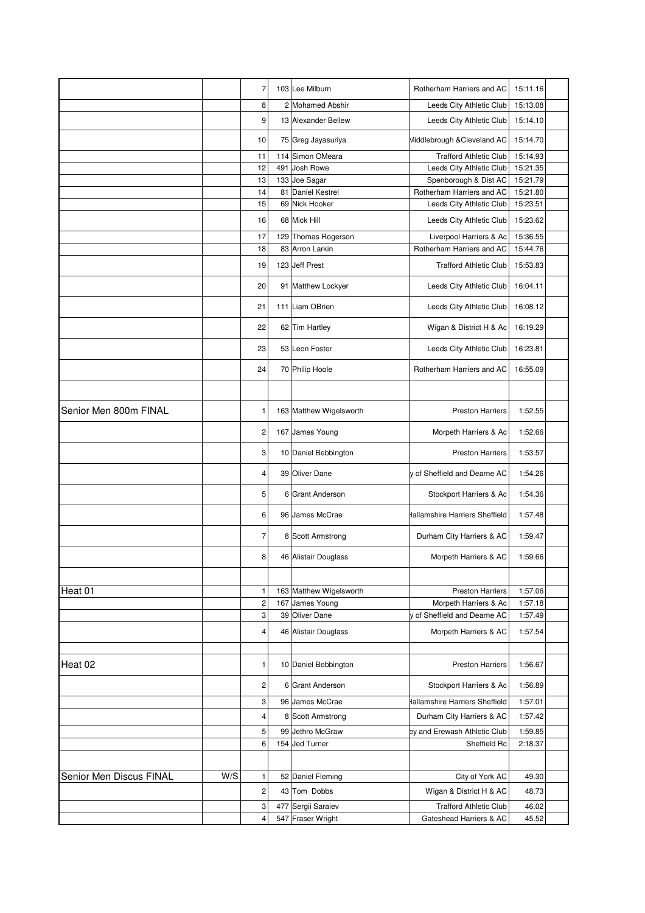| | | | | | | |
|---|---|---|---|---|---|---|
| | | 7 | 103 | Lee Milburn | Rotherham Harriers and AC | 15:11.16 |
| | | 8 | 2 | Mohamed Abshir | Leeds City Athletic Club | 15:13.08 |
| | | 9 | 13 | Alexander Bellew | Leeds City Athletic Club | 15:14.10 |
| | | 10 | 75 | Greg Jayasuriya | Middlebrough &Cleveland AC | 15:14.70 |
| | | 11 | 114 | Simon OMeara | Trafford Athletic Club | 15:14.93 |
| | | 12 | 491 | Josh Rowe | Leeds City Athletic Club | 15:21.35 |
| | | 13 | 133 | Joe Sagar | Spenborough & Dist AC | 15:21.79 |
| | | 14 | 81 | Daniel Kestrel | Rotherham Harriers and AC | 15:21.80 |
| | | 15 | 69 | Nick Hooker | Leeds City Athletic Club | 15:23.51 |
| | | 16 | 68 | Mick Hill | Leeds City Athletic Club | 15:23.62 |
| | | 17 | 129 | Thomas Rogerson | Liverpool Harriers & Ac | 15:36.55 |
| | | 18 | 83 | Arron Larkin | Rotherham Harriers and AC | 15:44.76 |
| | | 19 | 123 | Jeff Prest | Trafford Athletic Club | 15:53.83 |
| | | 20 | 91 | Matthew Lockyer | Leeds City Athletic Club | 16:04.11 |
| | | 21 | 111 | Liam OBrien | Leeds City Athletic Club | 16:08.12 |
| | | 22 | 62 | Tim Hartley | Wigan & District H & Ac | 16:19.29 |
| | | 23 | 53 | Leon Foster | Leeds City Athletic Club | 16:23.81 |
| | | 24 | 70 | Philip Hoole | Rotherham Harriers and AC | 16:55.09 |
| | | | | | | |
| Senior Men 800m FINAL | | 1 | 163 | Matthew Wigelsworth | Preston Harriers | 1:52.55 |
| | | 2 | 167 | James Young | Morpeth Harriers & Ac | 1:52.66 |
| | | 3 | 10 | Daniel Bebbington | Preston Harriers | 1:53.57 |
| | | 4 | 39 | Oliver Dane | y of Sheffield and Dearne AC | 1:54.26 |
| | | 5 | 6 | Grant Anderson | Stockport Harriers & Ac | 1:54.36 |
| | | 6 | 96 | James McCrae | Hallamshire Harriers Sheffield | 1:57.48 |
| | | 7 | 8 | Scott Armstrong | Durham City Harriers & AC | 1:59.47 |
| | | 8 | 46 | Alistair Douglass | Morpeth Harriers & AC | 1:59.66 |
| | | | | | | |
| Heat 01 | | 1 | 163 | Matthew Wigelsworth | Preston Harriers | 1:57.06 |
| | | 2 | 167 | James Young | Morpeth Harriers & Ac | 1:57.18 |
| | | 3 | 39 | Oliver Dane | y of Sheffield and Dearne AC | 1:57.49 |
| | | 4 | 46 | Alistair Douglass | Morpeth Harriers & AC | 1:57.54 |
| | | | | | | |
| Heat 02 | | 1 | 10 | Daniel Bebbington | Preston Harriers | 1:56.67 |
| | | 2 | 6 | Grant Anderson | Stockport Harriers & Ac | 1:56.89 |
| | | 3 | 96 | James McCrae | Hallamshire Harriers Sheffield | 1:57.01 |
| | | 4 | 8 | Scott Armstrong | Durham City Harriers & AC | 1:57.42 |
| | | 5 | 99 | Jethro McGraw | ey and Erewash Athletic Club | 1:59.85 |
| | | 6 | 154 | Jed Turner | Sheffield Rc | 2:18.37 |
| | | | | | | |
| Senior Men Discus FINAL | W/S | 1 | 52 | Daniel Fleming | City of York AC | 49.30 |
| | | 2 | 43 | Tom Dobbs | Wigan & District H & AC | 48.73 |
| | | 3 | 477 | Sergii Saraiev | Trafford Athletic Club | 46.02 |
| | | 4 | 547 | Fraser Wright | Gateshead Harriers & AC | 45.52 |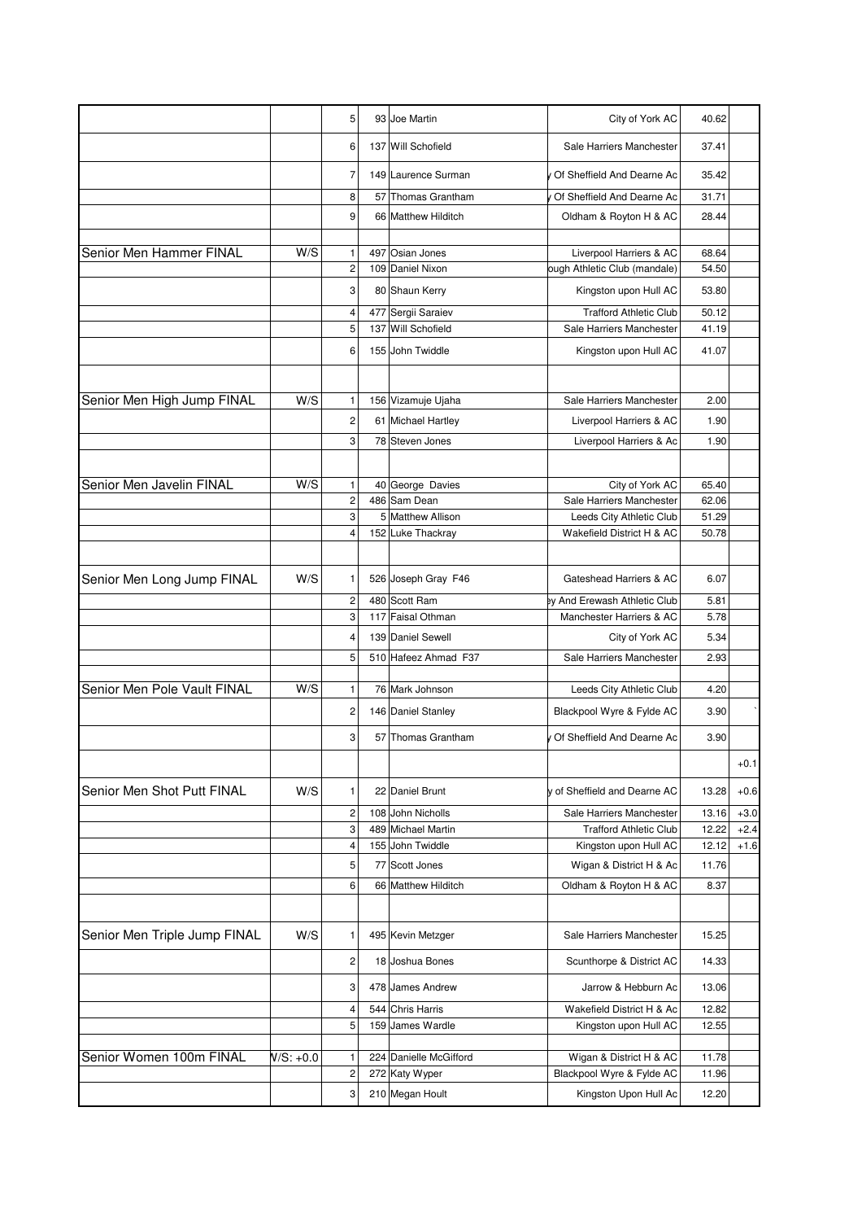| Event | Wind | Pos | No | Name | Club | Result | Wind |
|---|---|---|---|---|---|---|---|
| | | 5 | 93 | Joe Martin | City of York AC | 40.62 | |
| | | 6 | 137 | Will Schofield | Sale Harriers Manchester | 37.41 | |
| | | 7 | 149 | Laurence Surman | y Of Sheffield And Dearne Ac | 35.42 | |
| | | 8 | 57 | Thomas Grantham | y Of Sheffield And Dearne Ac | 31.71 | |
| | | 9 | 66 | Matthew Hilditch | Oldham & Royton H & AC | 28.44 | |
| | | | | | | | |
| Senior Men Hammer FINAL | W/S | 1 | 497 | Osian Jones | Liverpool Harriers & AC | 68.64 | |
| | | 2 | 109 | Daniel Nixon | ough Athletic Club (mandale) | 54.50 | |
| | | 3 | 80 | Shaun Kerry | Kingston upon Hull AC | 53.80 | |
| | | 4 | 477 | Sergii Saraiev | Trafford Athletic Club | 50.12 | |
| | | 5 | 137 | Will Schofield | Sale Harriers Manchester | 41.19 | |
| | | 6 | 155 | John Twiddle | Kingston upon Hull AC | 41.07 | |
| | | | | | | | |
| Senior Men High Jump FINAL | W/S | 1 | 156 | Vizamuje Ujaha | Sale Harriers Manchester | 2.00 | |
| | | 2 | 61 | Michael Hartley | Liverpool Harriers & AC | 1.90 | |
| | | 3 | 78 | Steven Jones | Liverpool Harriers & Ac | 1.90 | |
| | | | | | | | |
| Senior Men Javelin FINAL | W/S | 1 | 40 | George Davies | City of York AC | 65.40 | |
| | | 2 | 486 | Sam Dean | Sale Harriers Manchester | 62.06 | |
| | | 3 | 5 | Matthew Allison | Leeds City Athletic Club | 51.29 | |
| | | 4 | 152 | Luke Thackray | Wakefield District H & AC | 50.78 | |
| | | | | | | | |
| Senior Men Long Jump FINAL | W/S | 1 | 526 | Joseph Gray F46 | Gateshead Harriers & AC | 6.07 | |
| | | 2 | 480 | Scott Ram | ey And Erewash Athletic Club | 5.81 | |
| | | 3 | 117 | Faisal Othman | Manchester Harriers & AC | 5.78 | |
| | | 4 | 139 | Daniel Sewell | City of York AC | 5.34 | |
| | | 5 | 510 | Hafeez Ahmad F37 | Sale Harriers Manchester | 2.93 | |
| | | | | | | | |
| Senior Men Pole Vault FINAL | W/S | 1 | 76 | Mark Johnson | Leeds City Athletic Club | 4.20 | |
| | | 2 | 146 | Daniel Stanley | Blackpool Wyre & Fylde AC | 3.90 | ` |
| | | 3 | 57 | Thomas Grantham | y Of Sheffield And Dearne Ac | 3.90 | |
| | | | | | | | +0.1 |
| Senior Men Shot Putt FINAL | W/S | 1 | 22 | Daniel Brunt | y of Sheffield and Dearne AC | 13.28 | +0.6 |
| | | 2 | 108 | John Nicholls | Sale Harriers Manchester | 13.16 | +3.0 |
| | | 3 | 489 | Michael Martin | Trafford Athletic Club | 12.22 | +2.4 |
| | | 4 | 155 | John Twiddle | Kingston upon Hull AC | 12.12 | +1.6 |
| | | 5 | 77 | Scott Jones | Wigan & District H & Ac | 11.76 | |
| | | 6 | 66 | Matthew Hilditch | Oldham & Royton H & AC | 8.37 | |
| | | | | | | | |
| Senior Men Triple Jump FINAL | W/S | 1 | 495 | Kevin Metzger | Sale Harriers Manchester | 15.25 | |
| | | 2 | 18 | Joshua Bones | Scunthorpe & District AC | 14.33 | |
| | | 3 | 478 | James Andrew | Jarrow & Hebburn Ac | 13.06 | |
| | | 4 | 544 | Chris Harris | Wakefield District H & Ac | 12.82 | |
| | | 5 | 159 | James Wardle | Kingston upon Hull AC | 12.55 | |
| | | | | | | | |
| Senior Women 100m FINAL | W/S: +0.0 | 1 | 224 | Danielle McGifford | Wigan & District H & AC | 11.78 | |
| | | 2 | 272 | Katy Wyper | Blackpool Wyre & Fylde AC | 11.96 | |
| | | 3 | 210 | Megan Hoult | Kingston Upon Hull Ac | 12.20 | |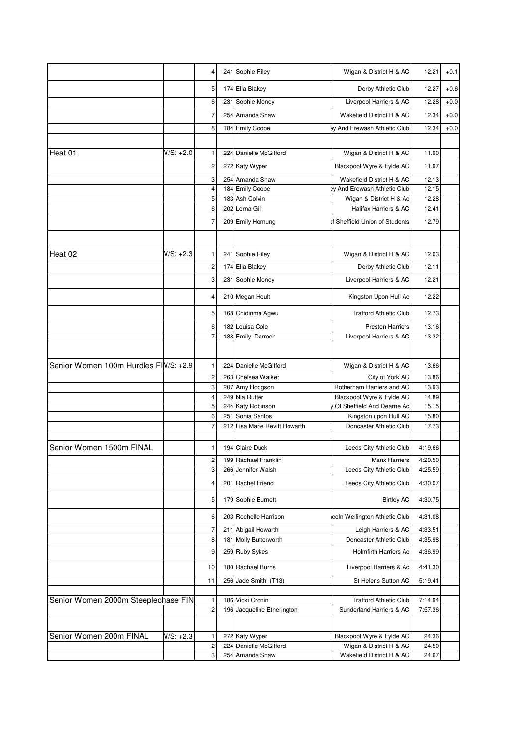| Event | Wind | Pos | No | Name | Club | Time | Wind |
|---|---|---|---|---|---|---|---|
| | | 4 | 241 | Sophie Riley | Wigan & District H & AC | 12.21 | +0.1 |
| | | 5 | 174 | Ella Blakey | Derby Athletic Club | 12.27 | +0.6 |
| | | 6 | 231 | Sophie Money | Liverpool Harriers & AC | 12.28 | +0.0 |
| | | 7 | 254 | Amanda Shaw | Wakefield District H & AC | 12.34 | +0.0 |
| | | 8 | 184 | Emily Coope | ey And Erewash Athletic Club | 12.34 | +0.0 |
| | | | | | | | |
| Heat 01 | V/S: +2.0 | 1 | 224 | Danielle McGifford | Wigan & District H & AC | 11.90 | |
| | | 2 | 272 | Katy Wyper | Blackpool Wyre & Fylde AC | 11.97 | |
| | | 3 | 254 | Amanda Shaw | Wakefield District H & AC | 12.13 | |
| | | 4 | 184 | Emily Coope | ey And Erewash Athletic Club | 12.15 | |
| | | 5 | 183 | Ash Colvin | Wigan & District H & Ac | 12.28 | |
| | | 6 | 202 | Lorna Gill | Halifax Harriers & AC | 12.41 | |
| | | 7 | 209 | Emily Hornung | of Sheffield Union of Students | 12.79 | |
| | | | | | | | |
| Heat 02 | V/S: +2.3 | 1 | 241 | Sophie Riley | Wigan & District H & AC | 12.03 | |
| | | 2 | 174 | Ella Blakey | Derby Athletic Club | 12.11 | |
| | | 3 | 231 | Sophie Money | Liverpool Harriers & AC | 12.21 | |
| | | 4 | 210 | Megan Hoult | Kingston Upon Hull Ac | 12.22 | |
| | | 5 | 168 | Chidinma Agwu | Trafford Athletic Club | 12.73 | |
| | | 6 | 182 | Louisa Cole | Preston Harriers | 13.16 | |
| | | 7 | 188 | Emily Darroch | Liverpool Harriers & AC | 13.32 | |
| | | | | | | | |
| Senior Women 100m Hurdles FI | V/S: +2.9 | 1 | 224 | Danielle McGifford | Wigan & District H & AC | 13.66 | |
| | | 2 | 263 | Chelsea Walker | City of York AC | 13.86 | |
| | | 3 | 207 | Amy Hodgson | Rotherham Harriers and AC | 13.93 | |
| | | 4 | 249 | Nia Rutter | Blackpool Wyre & Fylde AC | 14.89 | |
| | | 5 | 244 | Katy Robinson | y Of Sheffield And Dearne Ac | 15.15 | |
| | | 6 | 251 | Sonia Santos | Kingston upon Hull AC | 15.80 | |
| | | 7 | 212 | Lisa Marie Revitt Howarth | Doncaster Athletic Club | 17.73 | |
| | | | | | | | |
| Senior Women 1500m FINAL | | 1 | 194 | Claire Duck | Leeds City Athletic Club | 4:19.66 | |
| | | 2 | 199 | Rachael Franklin | Manx Harriers | 4:20.50 | |
| | | 3 | 266 | Jennifer Walsh | Leeds City Athletic Club | 4:25.59 | |
| | | 4 | 201 | Rachel Friend | Leeds City Athletic Club | 4:30.07 | |
| | | 5 | 179 | Sophie Burnett | Birtley AC | 4:30.75 | |
| | | 6 | 203 | Rochelle Harrison | coln Wellington Athletic Club | 4:31.08 | |
| | | 7 | 211 | Abigail Howarth | Leigh Harriers & AC | 4:33.51 | |
| | | 8 | 181 | Molly Butterworth | Doncaster Athletic Club | 4:35.98 | |
| | | 9 | 259 | Ruby Sykes | Holmfirth Harriers Ac | 4:36.99 | |
| | | 10 | 180 | Rachael Burns | Liverpool Harriers & Ac | 4:41.30 | |
| | | 11 | 256 | Jade Smith (T13) | St Helens Sutton AC | 5:19.41 | |
| | | | | | | | |
| Senior Women 2000m Steeplechase FIN | | 1 | 186 | Vicki Cronin | Trafford Athletic Club | 7:14.94 | |
| | | 2 | 196 | Jacqueline Etherington | Sunderland Harriers & AC | 7:57.36 | |
| | | | | | | | |
| Senior Women 200m FINAL | V/S: +2.3 | 1 | 272 | Katy Wyper | Blackpool Wyre & Fylde AC | 24.36 | |
| | | 2 | 224 | Danielle McGifford | Wigan & District H & AC | 24.50 | |
| | | 3 | 254 | Amanda Shaw | Wakefield District H & AC | 24.67 | |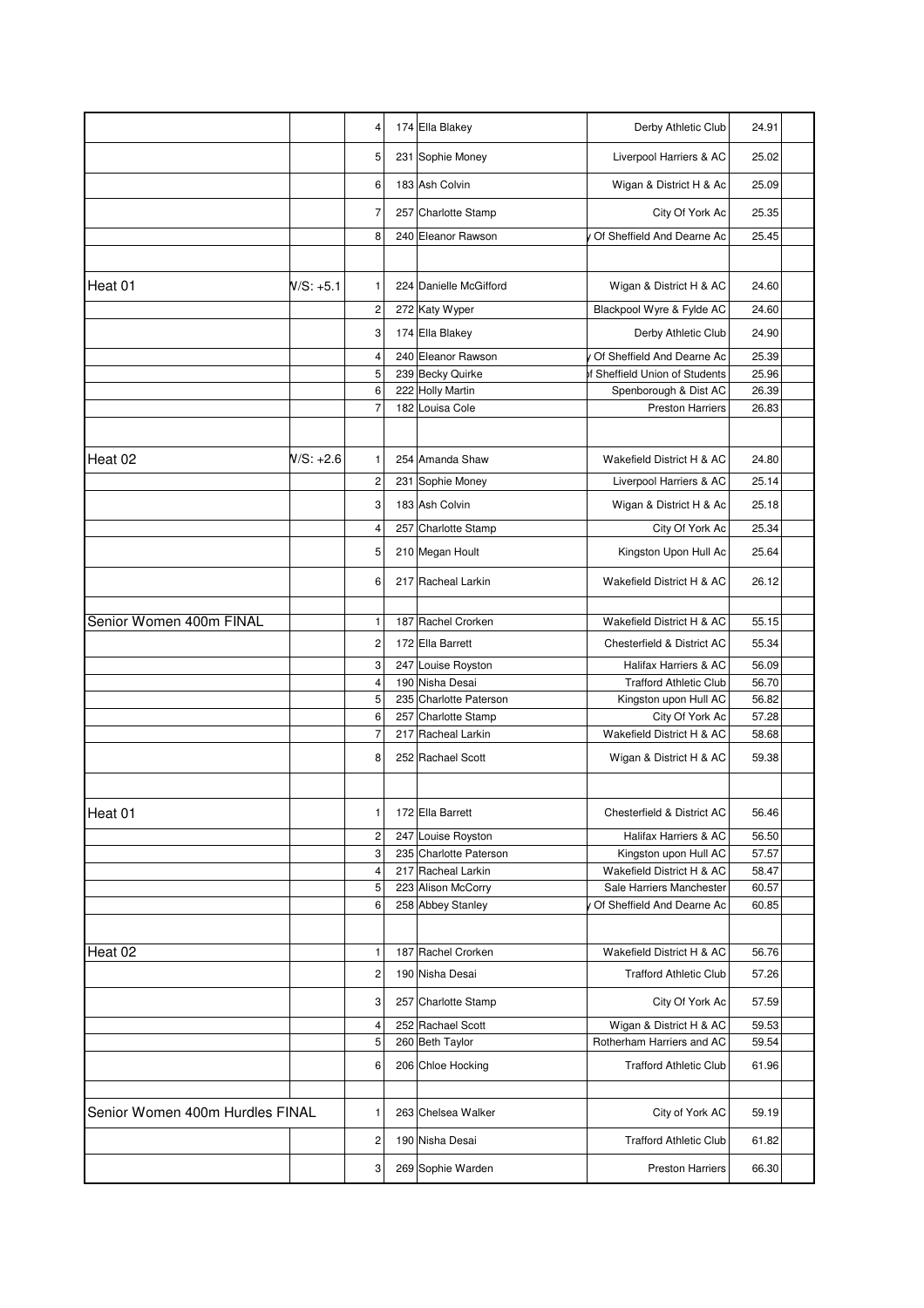| | | | | | | |
|---|---|---|---|---|---|---|
| | | 4 | 174 | Ella Blakey | Derby Athletic Club | 24.91 |
| | | 5 | 231 | Sophie Money | Liverpool Harriers & AC | 25.02 |
| | | 6 | 183 | Ash Colvin | Wigan & District H & Ac | 25.09 |
| | | 7 | 257 | Charlotte Stamp | City Of York Ac | 25.35 |
| | | 8 | 240 | Eleanor Rawson | y Of Sheffield And Dearne Ac | 25.45 |
| | | | | | | |
| Heat 01 | W/S: +5.1 | 1 | 224 | Danielle McGifford | Wigan & District H & AC | 24.60 |
| | | 2 | 272 | Katy Wyper | Blackpool Wyre & Fylde AC | 24.60 |
| | | 3 | 174 | Ella Blakey | Derby Athletic Club | 24.90 |
| | | 4 | 240 | Eleanor Rawson | y Of Sheffield And Dearne Ac | 25.39 |
| | | 5 | 239 | Becky Quirke | of Sheffield Union of Students | 25.96 |
| | | 6 | 222 | Holly Martin | Spenborough & Dist AC | 26.39 |
| | | 7 | 182 | Louisa Cole | Preston Harriers | 26.83 |
| | | | | | | |
| Heat 02 | W/S: +2.6 | 1 | 254 | Amanda Shaw | Wakefield District H & AC | 24.80 |
| | | 2 | 231 | Sophie Money | Liverpool Harriers & AC | 25.14 |
| | | 3 | 183 | Ash Colvin | Wigan & District H & Ac | 25.18 |
| | | 4 | 257 | Charlotte Stamp | City Of York Ac | 25.34 |
| | | 5 | 210 | Megan Hoult | Kingston Upon Hull Ac | 25.64 |
| | | 6 | 217 | Racheal Larkin | Wakefield District H & AC | 26.12 |
| | | | | | | |
| Senior Women 400m FINAL | | 1 | 187 | Rachel Crorken | Wakefield District H & AC | 55.15 |
| | | 2 | 172 | Ella Barrett | Chesterfield & District AC | 55.34 |
| | | 3 | 247 | Louise Royston | Halifax Harriers & AC | 56.09 |
| | | 4 | 190 | Nisha Desai | Trafford Athletic Club | 56.70 |
| | | 5 | 235 | Charlotte Paterson | Kingston upon Hull AC | 56.82 |
| | | 6 | 257 | Charlotte Stamp | City Of York Ac | 57.28 |
| | | 7 | 217 | Racheal Larkin | Wakefield District H & AC | 58.68 |
| | | 8 | 252 | Rachael Scott | Wigan & District H & AC | 59.38 |
| | | | | | | |
| Heat 01 | | 1 | 172 | Ella Barrett | Chesterfield & District AC | 56.46 |
| | | 2 | 247 | Louise Royston | Halifax Harriers & AC | 56.50 |
| | | 3 | 235 | Charlotte Paterson | Kingston upon Hull AC | 57.57 |
| | | 4 | 217 | Racheal Larkin | Wakefield District H & AC | 58.47 |
| | | 5 | 223 | Alison McCorry | Sale Harriers Manchester | 60.57 |
| | | 6 | 258 | Abbey Stanley | y Of Sheffield And Dearne Ac | 60.85 |
| | | | | | | |
| Heat 02 | | 1 | 187 | Rachel Crorken | Wakefield District H & AC | 56.76 |
| | | 2 | 190 | Nisha Desai | Trafford Athletic Club | 57.26 |
| | | 3 | 257 | Charlotte Stamp | City Of York Ac | 57.59 |
| | | 4 | 252 | Rachael Scott | Wigan & District H & AC | 59.53 |
| | | 5 | 260 | Beth Taylor | Rotherham Harriers and AC | 59.54 |
| | | 6 | 206 | Chloe Hocking | Trafford Athletic Club | 61.96 |
| | | | | | | |
| Senior Women 400m Hurdles FINAL | | 1 | 263 | Chelsea Walker | City of York AC | 59.19 |
| | | 2 | 190 | Nisha Desai | Trafford Athletic Club | 61.82 |
| | | 3 | 269 | Sophie Warden | Preston Harriers | 66.30 |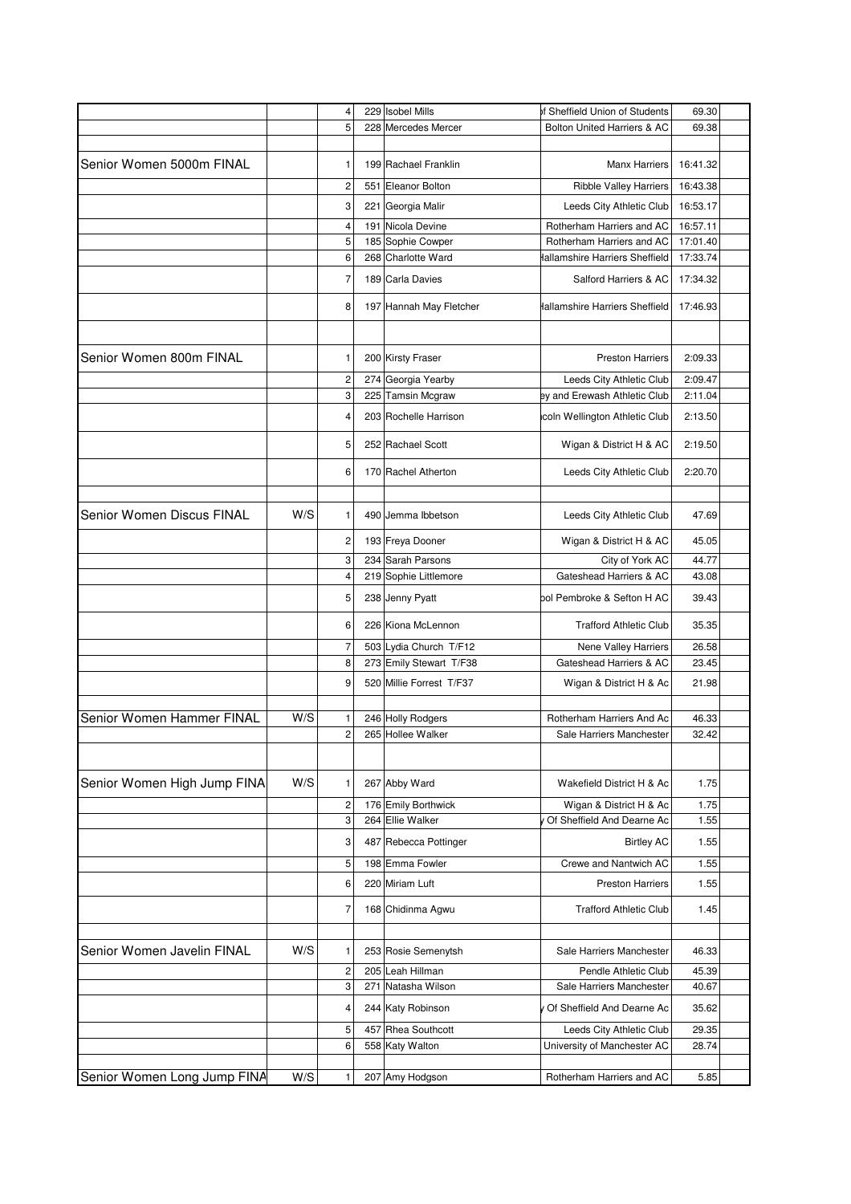| | | | | | | |
|---|---|---|---|---|---|---|
| | | 4 | 229 | Isobel Mills | of Sheffield Union of Students | 69.30 |
| | | 5 | 228 | Mercedes Mercer | Bolton United Harriers & AC | 69.38 |
| | | | | | | |
| Senior Women 5000m FINAL | | 1 | 199 | Rachael Franklin | Manx Harriers | 16:41.32 |
| | | 2 | 551 | Eleanor Bolton | Ribble Valley Harriers | 16:43.38 |
| | | 3 | 221 | Georgia Malir | Leeds City Athletic Club | 16:53.17 |
| | | 4 | 191 | Nicola Devine | Rotherham Harriers and AC | 16:57.11 |
| | | 5 | 185 | Sophie Cowper | Rotherham Harriers and AC | 17:01.40 |
| | | 6 | 268 | Charlotte Ward | Hallamshire Harriers Sheffield | 17:33.74 |
| | | 7 | 189 | Carla Davies | Salford Harriers & AC | 17:34.32 |
| | | 8 | 197 | Hannah May Fletcher | Hallamshire Harriers Sheffield | 17:46.93 |
| | | | | | | |
| Senior Women 800m FINAL | | 1 | 200 | Kirsty Fraser | Preston Harriers | 2:09.33 |
| | | 2 | 274 | Georgia Yearby | Leeds City Athletic Club | 2:09.47 |
| | | 3 | 225 | Tamsin Mcgraw | ey and Erewash Athletic Club | 2:11.04 |
| | | 4 | 203 | Rochelle Harrison | coln Wellington Athletic Club | 2:13.50 |
| | | 5 | 252 | Rachael Scott | Wigan & District H & AC | 2:19.50 |
| | | 6 | 170 | Rachel Atherton | Leeds City Athletic Club | 2:20.70 |
| | | | | | | |
| Senior Women Discus FINAL | W/S | 1 | 490 | Jemma Ibbetson | Leeds City Athletic Club | 47.69 |
| | | 2 | 193 | Freya Dooner | Wigan & District H & AC | 45.05 |
| | | 3 | 234 | Sarah Parsons | City of York AC | 44.77 |
| | | 4 | 219 | Sophie Littlemore | Gateshead Harriers & AC | 43.08 |
| | | 5 | 238 | Jenny Pyatt | ool Pembroke & Sefton H AC | 39.43 |
| | | 6 | 226 | Kiona McLennon | Trafford Athletic Club | 35.35 |
| | | 7 | 503 | Lydia Church T/F12 | Nene Valley Harriers | 26.58 |
| | | 8 | 273 | Emily Stewart T/F38 | Gateshead Harriers & AC | 23.45 |
| | | 9 | 520 | Millie Forrest T/F37 | Wigan & District H & Ac | 21.98 |
| | | | | | | |
| Senior Women Hammer FINAL | W/S | 1 | 246 | Holly Rodgers | Rotherham Harriers And Ac | 46.33 |
| | | 2 | 265 | Hollee Walker | Sale Harriers Manchester | 32.42 |
| | | | | | | |
| Senior Women High Jump FINA | W/S | 1 | 267 | Abby Ward | Wakefield District H & Ac | 1.75 |
| | | 2 | 176 | Emily Borthwick | Wigan & District H & Ac | 1.75 |
| | | 3 | 264 | Ellie Walker | y Of Sheffield And Dearne Ac | 1.55 |
| | | 3 | 487 | Rebecca Pottinger | Birtley AC | 1.55 |
| | | 5 | 198 | Emma Fowler | Crewe and Nantwich AC | 1.55 |
| | | 6 | 220 | Miriam Luft | Preston Harriers | 1.55 |
| | | 7 | 168 | Chidinma Agwu | Trafford Athletic Club | 1.45 |
| | | | | | | |
| Senior Women Javelin FINAL | W/S | 1 | 253 | Rosie Semenytsh | Sale Harriers Manchester | 46.33 |
| | | 2 | 205 | Leah Hillman | Pendle Athletic Club | 45.39 |
| | | 3 | 271 | Natasha Wilson | Sale Harriers Manchester | 40.67 |
| | | 4 | 244 | Katy Robinson | y Of Sheffield And Dearne Ac | 35.62 |
| | | 5 | 457 | Rhea Southcott | Leeds City Athletic Club | 29.35 |
| | | 6 | 558 | Katy Walton | University of Manchester AC | 28.74 |
| | | | | | | |
| Senior Women Long Jump FINA | W/S | 1 | 207 | Amy Hodgson | Rotherham Harriers and AC | 5.85 |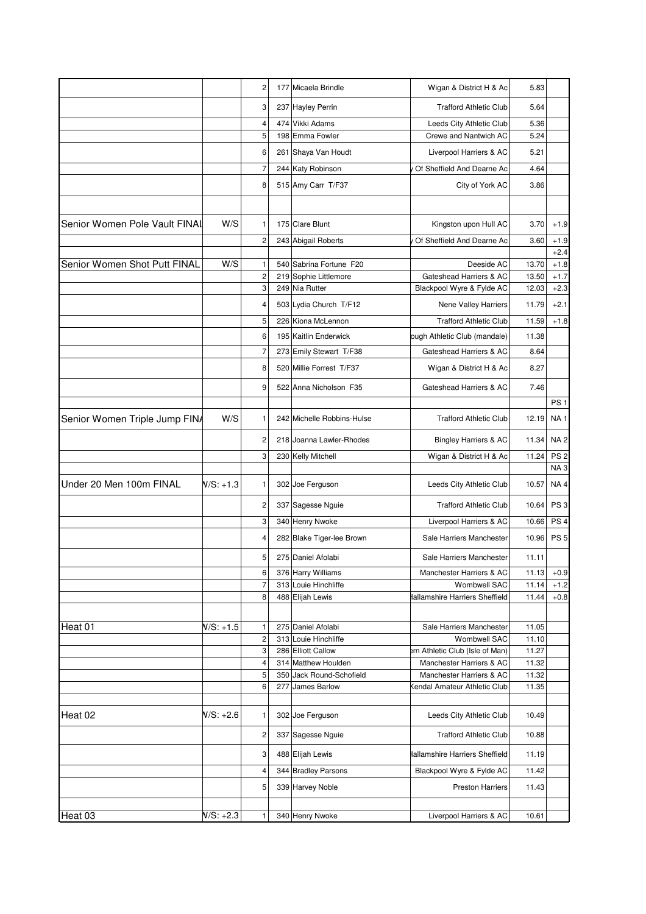| | | | | | | | |
|---|---|---|---|---|---|---|---|
| | | 2 | 177 | Micaela Brindle | Wigan & District H & Ac | 5.83 | |
| | | 3 | 237 | Hayley Perrin | Trafford Athletic Club | 5.64 | |
| | | 4 | 474 | Vikki Adams | Leeds City Athletic Club | 5.36 | |
| | | 5 | 198 | Emma Fowler | Crewe and Nantwich AC | 5.24 | |
| | | 6 | 261 | Shaya Van Houdt | Liverpool Harriers & AC | 5.21 | |
| | | 7 | 244 | Katy Robinson | y Of Sheffield And Dearne Ac | 4.64 | |
| | | 8 | 515 | Amy Carr T/F37 | City of York AC | 3.86 | |
| | | | | | | | |
| Senior Women Pole Vault FINAL | W/S | 1 | 175 | Clare Blunt | Kingston upon Hull AC | 3.70 | +1.9 |
| | | 2 | 243 | Abigail Roberts | y Of Sheffield And Dearne Ac | 3.60 | +1.9 |
| | | | | | | | +2.4 |
| Senior Women Shot Putt FINAL | W/S | 1 | 540 | Sabrina Fortune F20 | Deeside AC | 13.70 | +1.8 |
| | | 2 | 219 | Sophie Littlemore | Gateshead Harriers & AC | 13.50 | +1.7 |
| | | 3 | 249 | Nia Rutter | Blackpool Wyre & Fylde AC | 12.03 | +2.3 |
| | | 4 | 503 | Lydia Church T/F12 | Nene Valley Harriers | 11.79 | +2.1 |
| | | 5 | 226 | Kiona McLennon | Trafford Athletic Club | 11.59 | +1.8 |
| | | 6 | 195 | Kaitlin Enderwick | ough Athletic Club (mandale) | 11.38 | |
| | | 7 | 273 | Emily Stewart T/F38 | Gateshead Harriers & AC | 8.64 | |
| | | 8 | 520 | Millie Forrest T/F37 | Wigan & District H & Ac | 8.27 | |
| | | 9 | 522 | Anna Nicholson F35 | Gateshead Harriers & AC | 7.46 | |
| | | | | | | | PS 1 |
| Senior Women Triple Jump FINA | W/S | 1 | 242 | Michelle Robbins-Hulse | Trafford Athletic Club | 12.19 | NA 1 |
| | | 2 | 218 | Joanna Lawler-Rhodes | Bingley Harriers & AC | 11.34 | NA 2 |
| | | 3 | 230 | Kelly Mitchell | Wigan & District H & Ac | 11.24 | PS 2 |
| | | | | | | | NA 3 |
| Under 20 Men 100m FINAL | W/S: +1.3 | 1 | 302 | Joe Ferguson | Leeds City Athletic Club | 10.57 | NA 4 |
| | | 2 | 337 | Sagesse Nguie | Trafford Athletic Club | 10.64 | PS 3 |
| | | 3 | 340 | Henry Nwoke | Liverpool Harriers & AC | 10.66 | PS 4 |
| | | 4 | 282 | Blake Tiger-lee Brown | Sale Harriers Manchester | 10.96 | PS 5 |
| | | 5 | 275 | Daniel Afolabi | Sale Harriers Manchester | 11.11 | |
| | | 6 | 376 | Harry Williams | Manchester Harriers & AC | 11.13 | +0.9 |
| | | 7 | 313 | Louie Hinchliffe | Wombwell SAC | 11.14 | +1.2 |
| | | 8 | 488 | Elijah Lewis | Hallamshire Harriers Sheffield | 11.44 | +0.8 |
| | | | | | | | |
| Heat 01 | W/S: +1.5 | 1 | 275 | Daniel Afolabi | Sale Harriers Manchester | 11.05 | |
| | | 2 | 313 | Louie Hinchliffe | Wombwell SAC | 11.10 | |
| | | 3 | 286 | Elliott Callow | ern Athletic Club (Isle of Man) | 11.27 | |
| | | 4 | 314 | Matthew Houlden | Manchester Harriers & AC | 11.32 | |
| | | 5 | 350 | Jack Round-Schofield | Manchester Harriers & AC | 11.32 | |
| | | 6 | 277 | James Barlow | Kendal Amateur Athletic Club | 11.35 | |
| | | | | | | | |
| Heat 02 | W/S: +2.6 | 1 | 302 | Joe Ferguson | Leeds City Athletic Club | 10.49 | |
| | | 2 | 337 | Sagesse Nguie | Trafford Athletic Club | 10.88 | |
| | | 3 | 488 | Elijah Lewis | Hallamshire Harriers Sheffield | 11.19 | |
| | | 4 | 344 | Bradley Parsons | Blackpool Wyre & Fylde AC | 11.42 | |
| | | 5 | 339 | Harvey Noble | Preston Harriers | 11.43 | |
| | | | | | | | |
| Heat 03 | W/S: +2.3 | 1 | 340 | Henry Nwoke | Liverpool Harriers & AC | 10.61 | |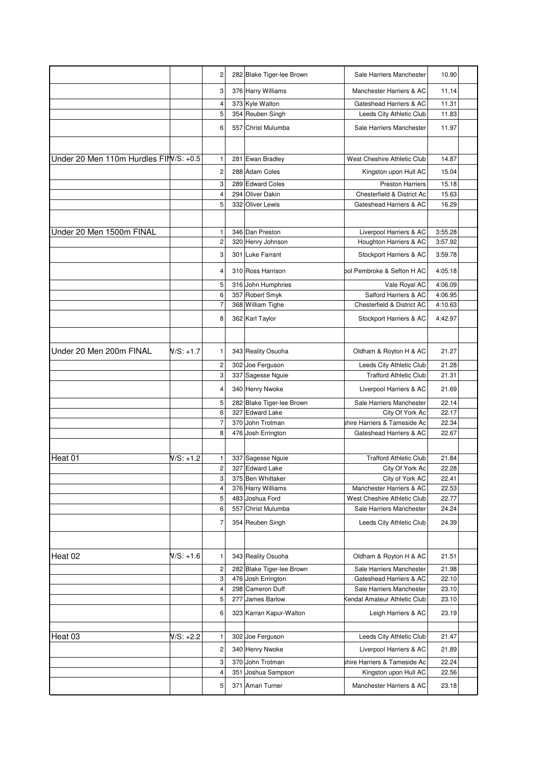| Event | W/S | Pos | No | Name | Club | Time | |
|---|---|---|---|---|---|---|---|
| | | 2 | 282 | Blake Tiger-lee Brown | Sale Harriers Manchester | 10.90 | |
| | | 3 | 376 | Harry Williams | Manchester Harriers & AC | 11.14 | |
| | | 4 | 373 | Kyle Walton | Gateshead Harriers & AC | 11.31 | |
| | | 5 | 354 | Reuben Singh | Leeds City Athletic Club | 11.83 | |
| | | 6 | 557 | Christ Mulumba | Sale Harriers Manchester | 11.97 | |
| | | | | | | | |
| Under 20 Men 110m Hurdles FIN | W/S: +0.5 | 1 | 281 | Ewan Bradley | West Cheshire Athletic Club | 14.87 | |
| | | 2 | 288 | Adam Coles | Kingston upon Hull AC | 15.04 | |
| | | 3 | 289 | Edward Coles | Preston Harriers | 15.18 | |
| | | 4 | 294 | Oliver Dakin | Chesterfield & District Ac | 15.63 | |
| | | 5 | 332 | Oliver Lewis | Gateshead Harriers & AC | 16.29 | |
| | | | | | | | |
| Under 20 Men 1500m FINAL | | 1 | 346 | Dan Preston | Liverpool Harriers & AC | 3:55.28 | |
| | | 2 | 320 | Henry Johnson | Houghton Harriers & AC | 3:57.92 | |
| | | 3 | 301 | Luke Farrant | Stockport Harriers & AC | 3:59.78 | |
| | | 4 | 310 | Ross Harrison | pol Pembroke & Sefton H AC | 4:05.18 | |
| | | 5 | 316 | John Humphries | Vale Royal AC | 4:06.09 | |
| | | 6 | 357 | Robert Smyk | Salford Harriers & AC | 4:06.95 | |
| | | 7 | 368 | William Tighe | Chesterfield & District AC | 4:10.63 | |
| | | 8 | 362 | Karl Taylor | Stockport Harriers & AC | 4:42.97 | |
| | | | | | | | |
| Under 20 Men 200m FINAL | W/S: +1.7 | 1 | 343 | Reality Osuoha | Oldham & Royton H & AC | 21.27 | |
| | | 2 | 302 | Joe Ferguson | Leeds City Athletic Club | 21.28 | |
| | | 3 | 337 | Sagesse Nguie | Trafford Athletic Club | 21.31 | |
| | | 4 | 340 | Henry Nwoke | Liverpool Harriers & AC | 21.69 | |
| | | 5 | 282 | Blake Tiger-lee Brown | Sale Harriers Manchester | 22.14 | |
| | | 6 | 327 | Edward Lake | City Of York Ac | 22.17 | |
| | | 7 | 370 | John Trotman | shire Harriers & Tameside Ac | 22.34 | |
| | | 8 | 476 | Josh Errington | Gateshead Harriers & AC | 22.67 | |
| | | | | | | | |
| Heat 01 | W/S: +1.2 | 1 | 337 | Sagesse Nguie | Trafford Athletic Club | 21.84 | |
| | | 2 | 327 | Edward Lake | City Of York Ac | 22.28 | |
| | | 3 | 375 | Ben Whittaker | City of York AC | 22.41 | |
| | | 4 | 376 | Harry Williams | Manchester Harriers & AC | 22.53 | |
| | | 5 | 483 | Joshua Ford | West Cheshire Athletic Club | 22.77 | |
| | | 6 | 557 | Christ Mulumba | Sale Harriers Manchester | 24.24 | |
| | | 7 | 354 | Reuben Singh | Leeds City Athletic Club | 24.39 | |
| | | | | | | | |
| Heat 02 | W/S: +1.6 | 1 | 343 | Reality Osuoha | Oldham & Royton H & AC | 21.51 | |
| | | 2 | 282 | Blake Tiger-lee Brown | Sale Harriers Manchester | 21.98 | |
| | | 3 | 476 | Josh Errington | Gateshead Harriers & AC | 22.10 | |
| | | 4 | 298 | Cameron Duff | Sale Harriers Manchester | 23.10 | |
| | | 5 | 277 | James Barlow | Kendal Amateur Athletic Club | 23.10 | |
| | | 6 | 323 | Karran Kapur-Walton | Leigh Harriers & AC | 23.19 | |
| | | | | | | | |
| Heat 03 | W/S: +2.2 | 1 | 302 | Joe Ferguson | Leeds City Athletic Club | 21.47 | |
| | | 2 | 340 | Henry Nwoke | Liverpool Harriers & AC | 21.89 | |
| | | 3 | 370 | John Trotman | shire Harriers & Tameside Ac | 22.24 | |
| | | 4 | 351 | Joshua Sampson | Kingston upon Hull AC | 22.56 | |
| | | 5 | 371 | Amari Turner | Manchester Harriers & AC | 23.18 | |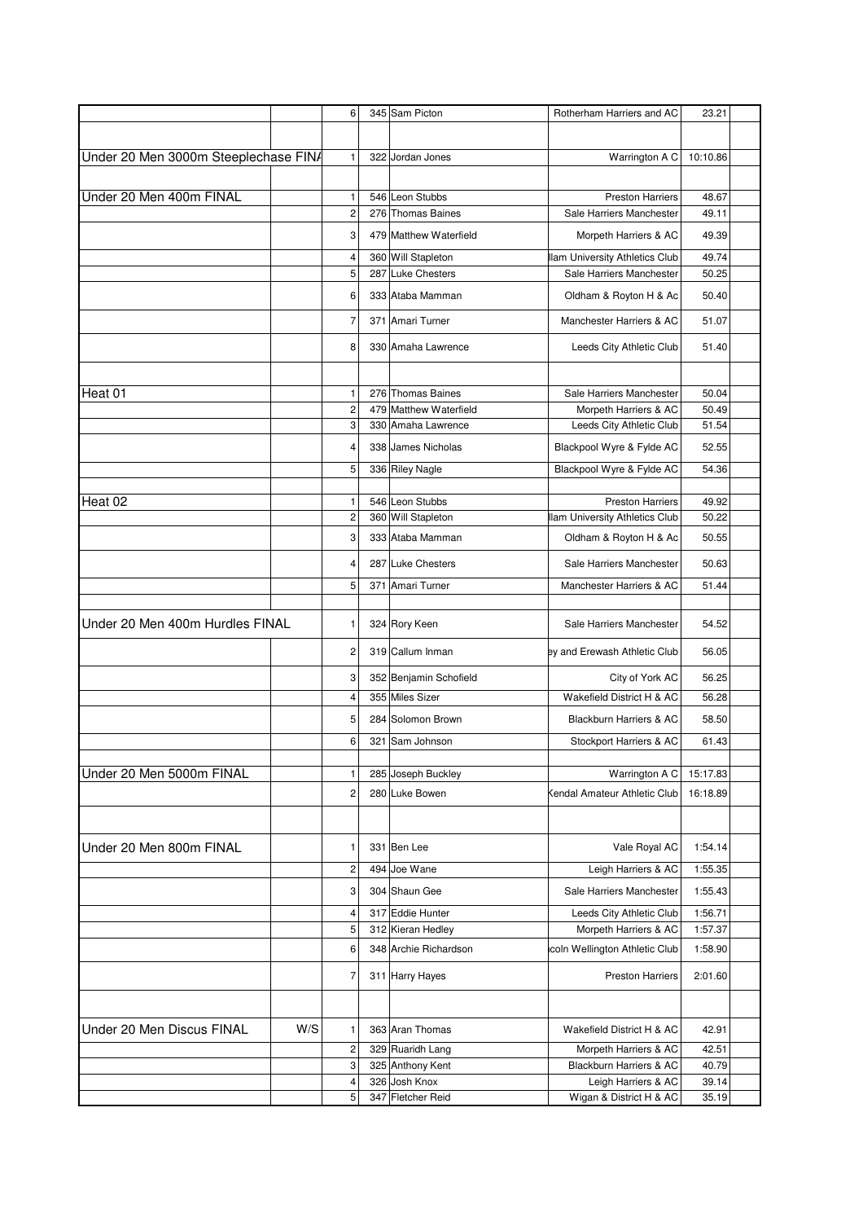| | | | | | | | |
|---|---|---|---|---|---|---|---|
| | | 6 | 345 | Sam Picton | Rotherham Harriers and AC | 23.21 | |
| | | | | | | | |
| Under 20 Men 3000m Steeplechase FINA | | 1 | 322 | Jordan Jones | Warrington A C | 10:10.86 | |
| | | | | | | | |
| Under 20 Men 400m FINAL | | 1 | 546 | Leon Stubbs | Preston Harriers | 48.67 | |
| | | 2 | 276 | Thomas Baines | Sale Harriers Manchester | 49.11 | |
| | | 3 | 479 | Matthew Waterfield | Morpeth Harriers & AC | 49.39 | |
| | | 4 | 360 | Will Stapleton | llam University Athletics Club | 49.74 | |
| | | 5 | 287 | Luke Chesters | Sale Harriers Manchester | 50.25 | |
| | | 6 | 333 | Ataba Mamman | Oldham & Royton H & Ac | 50.40 | |
| | | 7 | 371 | Amari Turner | Manchester Harriers & AC | 51.07 | |
| | | 8 | 330 | Amaha Lawrence | Leeds City Athletic Club | 51.40 | |
| | | | | | | | |
| Heat 01 | | 1 | 276 | Thomas Baines | Sale Harriers Manchester | 50.04 | |
| | | 2 | 479 | Matthew Waterfield | Morpeth Harriers & AC | 50.49 | |
| | | 3 | 330 | Amaha Lawrence | Leeds City Athletic Club | 51.54 | |
| | | 4 | 338 | James Nicholas | Blackpool Wyre & Fylde AC | 52.55 | |
| | | 5 | 336 | Riley Nagle | Blackpool Wyre & Fylde AC | 54.36 | |
| | | | | | | | |
| Heat 02 | | 1 | 546 | Leon Stubbs | Preston Harriers | 49.92 | |
| | | 2 | 360 | Will Stapleton | llam University Athletics Club | 50.22 | |
| | | 3 | 333 | Ataba Mamman | Oldham & Royton H & Ac | 50.55 | |
| | | 4 | 287 | Luke Chesters | Sale Harriers Manchester | 50.63 | |
| | | 5 | 371 | Amari Turner | Manchester Harriers & AC | 51.44 | |
| | | | | | | | |
| Under 20 Men 400m Hurdles FINAL | | 1 | 324 | Rory Keen | Sale Harriers Manchester | 54.52 | |
| | | 2 | 319 | Callum Inman | ey and Erewash Athletic Club | 56.05 | |
| | | 3 | 352 | Benjamin Schofield | City of York AC | 56.25 | |
| | | 4 | 355 | Miles Sizer | Wakefield District H & AC | 56.28 | |
| | | 5 | 284 | Solomon Brown | Blackburn Harriers & AC | 58.50 | |
| | | 6 | 321 | Sam Johnson | Stockport Harriers & AC | 61.43 | |
| | | | | | | | |
| Under 20 Men 5000m FINAL | | 1 | 285 | Joseph Buckley | Warrington A C | 15:17.83 | |
| | | 2 | 280 | Luke Bowen | Kendal Amateur Athletic Club | 16:18.89 | |
| | | | | | | | |
| Under 20 Men 800m FINAL | | 1 | 331 | Ben Lee | Vale Royal AC | 1:54.14 | |
| | | 2 | 494 | Joe Wane | Leigh Harriers & AC | 1:55.35 | |
| | | 3 | 304 | Shaun Gee | Sale Harriers Manchester | 1:55.43 | |
| | | 4 | 317 | Eddie Hunter | Leeds City Athletic Club | 1:56.71 | |
| | | 5 | 312 | Kieran Hedley | Morpeth Harriers & AC | 1:57.37 | |
| | | 6 | 348 | Archie Richardson | coln Wellington Athletic Club | 1:58.90 | |
| | | 7 | 311 | Harry Hayes | Preston Harriers | 2:01.60 | |
| | | | | | | | |
| Under 20 Men Discus FINAL | W/S | 1 | 363 | Aran Thomas | Wakefield District H & AC | 42.91 | |
| | | 2 | 329 | Ruaridh Lang | Morpeth Harriers & AC | 42.51 | |
| | | 3 | 325 | Anthony Kent | Blackburn Harriers & AC | 40.79 | |
| | | 4 | 326 | Josh Knox | Leigh Harriers & AC | 39.14 | |
| | | 5 | 347 | Fletcher Reid | Wigan & District H & AC | 35.19 | |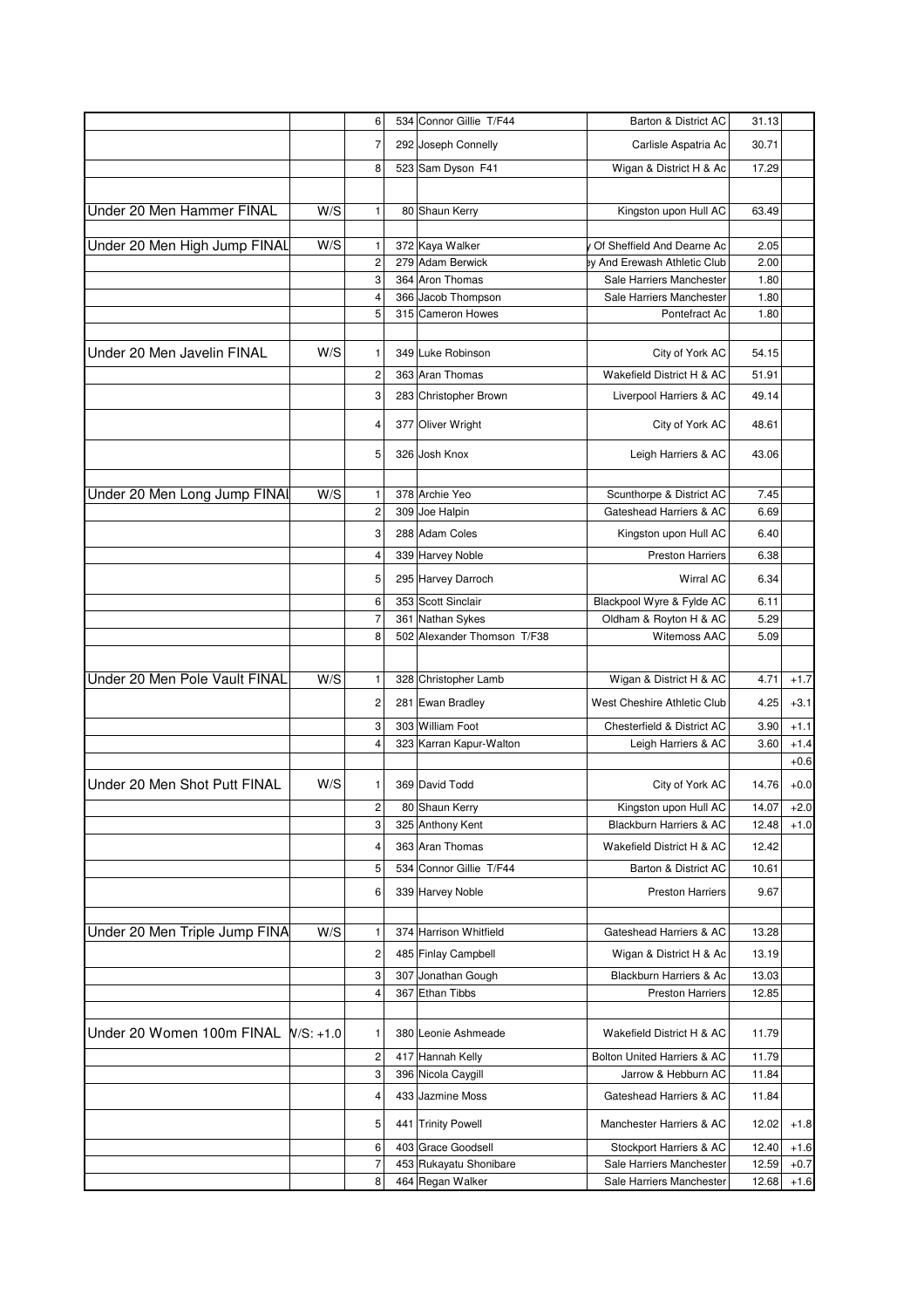| Event | Wind | Pos | No | Name | Club | Result | Wind |
|---|---|---|---|---|---|---|---|
| | | 6 | 534 | Connor Gillie T/F44 | Barton & District AC | 31.13 | |
| | | 7 | 292 | Joseph Connelly | Carlisle Aspatria Ac | 30.71 | |
| | | 8 | 523 | Sam Dyson F41 | Wigan & District H & Ac | 17.29 | |
| | | | | | | | |
| Under 20 Men Hammer FINAL | W/S | 1 | 80 | Shaun Kerry | Kingston upon Hull AC | 63.49 | |
| | | | | | | | |
| Under 20 Men High Jump FINAL | W/S | 1 | 372 | Kaya Walker | y Of Sheffield And Dearne Ac | 2.05 | |
| | | 2 | 279 | Adam Berwick | ey And Erewash Athletic Club | 2.00 | |
| | | 3 | 364 | Aron Thomas | Sale Harriers Manchester | 1.80 | |
| | | 4 | 366 | Jacob Thompson | Sale Harriers Manchester | 1.80 | |
| | | 5 | 315 | Cameron Howes | Pontefract Ac | 1.80 | |
| | | | | | | | |
| Under 20 Men Javelin FINAL | W/S | 1 | 349 | Luke Robinson | City of York AC | 54.15 | |
| | | 2 | 363 | Aran Thomas | Wakefield District H & AC | 51.91 | |
| | | 3 | 283 | Christopher Brown | Liverpool Harriers & AC | 49.14 | |
| | | 4 | 377 | Oliver Wright | City of York AC | 48.61 | |
| | | 5 | 326 | Josh Knox | Leigh Harriers & AC | 43.06 | |
| | | | | | | | |
| Under 20 Men Long Jump FINAL | W/S | 1 | 378 | Archie Yeo | Scunthorpe & District AC | 7.45 | |
| | | 2 | 309 | Joe Halpin | Gateshead Harriers & AC | 6.69 | |
| | | 3 | 288 | Adam Coles | Kingston upon Hull AC | 6.40 | |
| | | 4 | 339 | Harvey Noble | Preston Harriers | 6.38 | |
| | | 5 | 295 | Harvey Darroch | Wirral AC | 6.34 | |
| | | 6 | 353 | Scott Sinclair | Blackpool Wyre & Fylde AC | 6.11 | |
| | | 7 | 361 | Nathan Sykes | Oldham & Royton H & AC | 5.29 | |
| | | 8 | 502 | Alexander Thomson T/F38 | Witemoss AAC | 5.09 | |
| | | | | | | | |
| Under 20 Men Pole Vault FINAL | W/S | 1 | 328 | Christopher Lamb | Wigan & District H & AC | 4.71 | +1.7 |
| | | 2 | 281 | Ewan Bradley | West Cheshire Athletic Club | 4.25 | +3.1 |
| | | 3 | 303 | William Foot | Chesterfield & District AC | 3.90 | +1.1 |
| | | 4 | 323 | Karran Kapur-Walton | Leigh Harriers & AC | 3.60 | +1.4 |
| | | | | | | | +0.6 |
| Under 20 Men Shot Putt FINAL | W/S | 1 | 369 | David Todd | City of York AC | 14.76 | +0.0 |
| | | 2 | 80 | Shaun Kerry | Kingston upon Hull AC | 14.07 | +2.0 |
| | | 3 | 325 | Anthony Kent | Blackburn Harriers & AC | 12.48 | +1.0 |
| | | 4 | 363 | Aran Thomas | Wakefield District H & AC | 12.42 | |
| | | 5 | 534 | Connor Gillie T/F44 | Barton & District AC | 10.61 | |
| | | 6 | 339 | Harvey Noble | Preston Harriers | 9.67 | |
| | | | | | | | |
| Under 20 Men Triple Jump FINA | W/S | 1 | 374 | Harrison Whitfield | Gateshead Harriers & AC | 13.28 | |
| | | 2 | 485 | Finlay Campbell | Wigan & District H & Ac | 13.19 | |
| | | 3 | 307 | Jonathan Gough | Blackburn Harriers & Ac | 13.03 | |
| | | 4 | 367 | Ethan Tibbs | Preston Harriers | 12.85 | |
| | | | | | | | |
| Under 20 Women 100m FINAL | W/S: +1.0 | 1 | 380 | Leonie Ashmeade | Wakefield District H & AC | 11.79 | |
| | | 2 | 417 | Hannah Kelly | Bolton United Harriers & AC | 11.79 | |
| | | 3 | 396 | Nicola Caygill | Jarrow & Hebburn AC | 11.84 | |
| | | 4 | 433 | Jazmine Moss | Gateshead Harriers & AC | 11.84 | |
| | | 5 | 441 | Trinity Powell | Manchester Harriers & AC | 12.02 | +1.8 |
| | | 6 | 403 | Grace Goodsell | Stockport Harriers & AC | 12.40 | +1.6 |
| | | 7 | 453 | Rukayatu Shonibare | Sale Harriers Manchester | 12.59 | +0.7 |
| | | 8 | 464 | Regan Walker | Sale Harriers Manchester | 12.68 | +1.6 |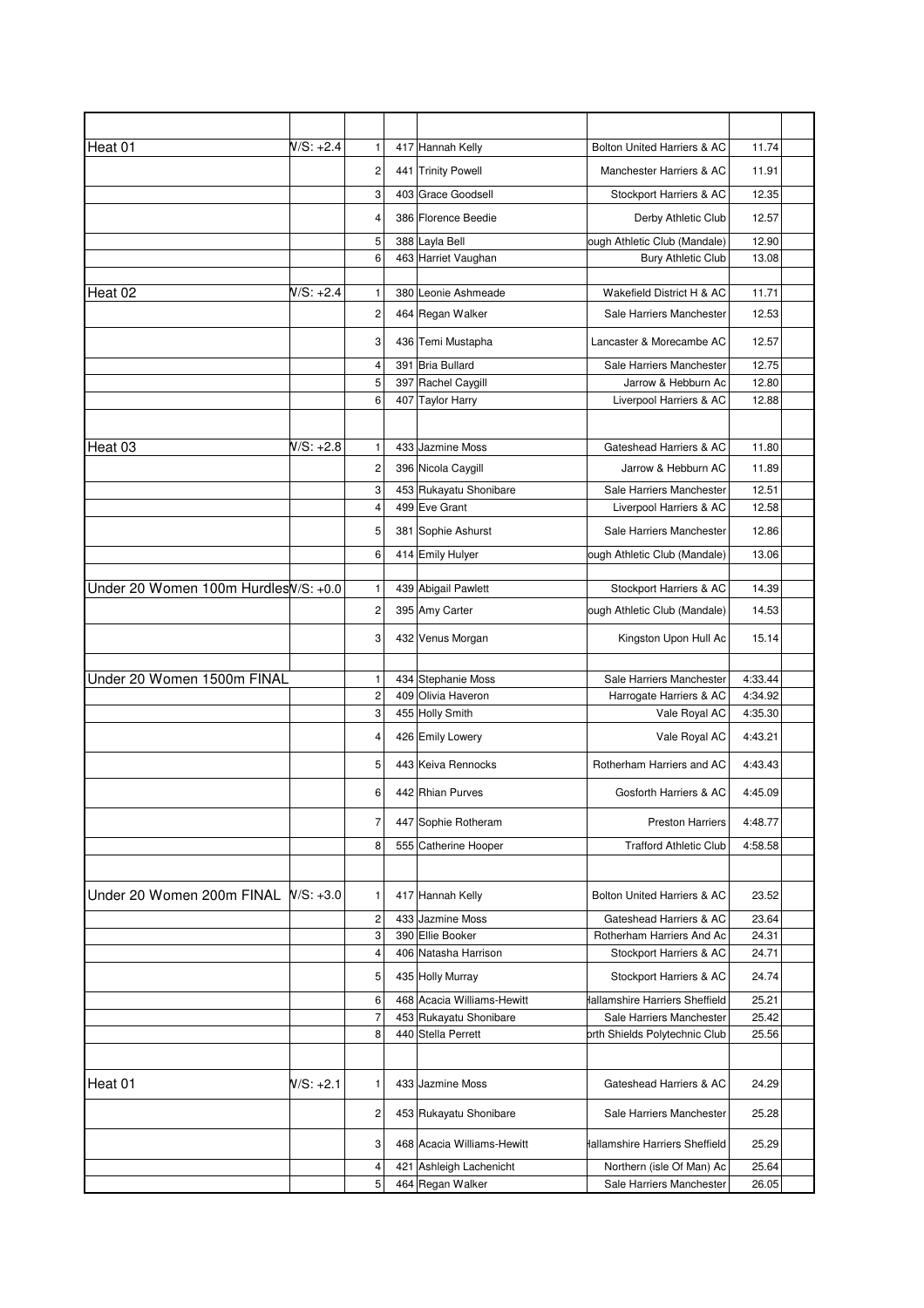| | | | | | | | |
|---|---|---|---|---|---|---|---|
| Heat 01 | W/S: +2.4 | 1 | 417 | Hannah Kelly | Bolton United Harriers & AC | 11.74 | |
| | | 2 | 441 | Trinity Powell | Manchester Harriers & AC | 11.91 | |
| | | 3 | 403 | Grace Goodsell | Stockport Harriers & AC | 12.35 | |
| | | 4 | 386 | Florence Beedie | Derby Athletic Club | 12.57 | |
| | | 5 | 388 | Layla Bell | ough Athletic Club (Mandale) | 12.90 | |
| | | 6 | 463 | Harriet Vaughan | Bury Athletic Club | 13.08 | |
| | | | | | | | |
| Heat 02 | W/S: +2.4 | 1 | 380 | Leonie Ashmeade | Wakefield District H & AC | 11.71 | |
| | | 2 | 464 | Regan Walker | Sale Harriers Manchester | 12.53 | |
| | | 3 | 436 | Temi Mustapha | Lancaster & Morecambe AC | 12.57 | |
| | | 4 | 391 | Bria Bullard | Sale Harriers Manchester | 12.75 | |
| | | 5 | 397 | Rachel Caygill | Jarrow & Hebburn Ac | 12.80 | |
| | | 6 | 407 | Taylor Harry | Liverpool Harriers & AC | 12.88 | |
| | | | | | | | |
| Heat 03 | W/S: +2.8 | 1 | 433 | Jazmine Moss | Gateshead Harriers & AC | 11.80 | |
| | | 2 | 396 | Nicola Caygill | Jarrow & Hebburn AC | 11.89 | |
| | | 3 | 453 | Rukayatu Shonibare | Sale Harriers Manchester | 12.51 | |
| | | 4 | 499 | Eve Grant | Liverpool Harriers & AC | 12.58 | |
| | | 5 | 381 | Sophie Ashurst | Sale Harriers Manchester | 12.86 | |
| | | 6 | 414 | Emily Hulyer | ough Athletic Club (Mandale) | 13.06 | |
| | | | | | | | |
| Under 20 Women 100m Hurdles | W/S: +0.0 | 1 | 439 | Abigail Pawlett | Stockport Harriers & AC | 14.39 | |
| | | 2 | 395 | Amy Carter | ough Athletic Club (Mandale) | 14.53 | |
| | | 3 | 432 | Venus Morgan | Kingston Upon Hull Ac | 15.14 | |
| | | | | | | | |
| Under 20 Women 1500m FINAL | | 1 | 434 | Stephanie Moss | Sale Harriers Manchester | 4:33.44 | |
| | | 2 | 409 | Olivia Haveron | Harrogate Harriers & AC | 4:34.92 | |
| | | 3 | 455 | Holly Smith | Vale Royal AC | 4:35.30 | |
| | | 4 | 426 | Emily Lowery | Vale Royal AC | 4:43.21 | |
| | | 5 | 443 | Keiva Rennocks | Rotherham Harriers and AC | 4:43.43 | |
| | | 6 | 442 | Rhian Purves | Gosforth Harriers & AC | 4:45.09 | |
| | | 7 | 447 | Sophie Rotheram | Preston Harriers | 4:48.77 | |
| | | 8 | 555 | Catherine Hooper | Trafford Athletic Club | 4:58.58 | |
| | | | | | | | |
| Under 20 Women 200m FINAL | W/S: +3.0 | 1 | 417 | Hannah Kelly | Bolton United Harriers & AC | 23.52 | |
| | | 2 | 433 | Jazmine Moss | Gateshead Harriers & AC | 23.64 | |
| | | 3 | 390 | Ellie Booker | Rotherham Harriers And Ac | 24.31 | |
| | | 4 | 406 | Natasha Harrison | Stockport Harriers & AC | 24.71 | |
| | | 5 | 435 | Holly Murray | Stockport Harriers & AC | 24.74 | |
| | | 6 | 468 | Acacia Williams-Hewitt | Hallamshire Harriers Sheffield | 25.21 | |
| | | 7 | 453 | Rukayatu Shonibare | Sale Harriers Manchester | 25.42 | |
| | | 8 | 440 | Stella Perrett | orth Shields Polytechnic Club | 25.56 | |
| | | | | | | | |
| Heat 01 | W/S: +2.1 | 1 | 433 | Jazmine Moss | Gateshead Harriers & AC | 24.29 | |
| | | 2 | 453 | Rukayatu Shonibare | Sale Harriers Manchester | 25.28 | |
| | | 3 | 468 | Acacia Williams-Hewitt | Hallamshire Harriers Sheffield | 25.29 | |
| | | 4 | 421 | Ashleigh Lachenicht | Northern (isle Of Man) Ac | 25.64 | |
| | | 5 | 464 | Regan Walker | Sale Harriers Manchester | 26.05 | |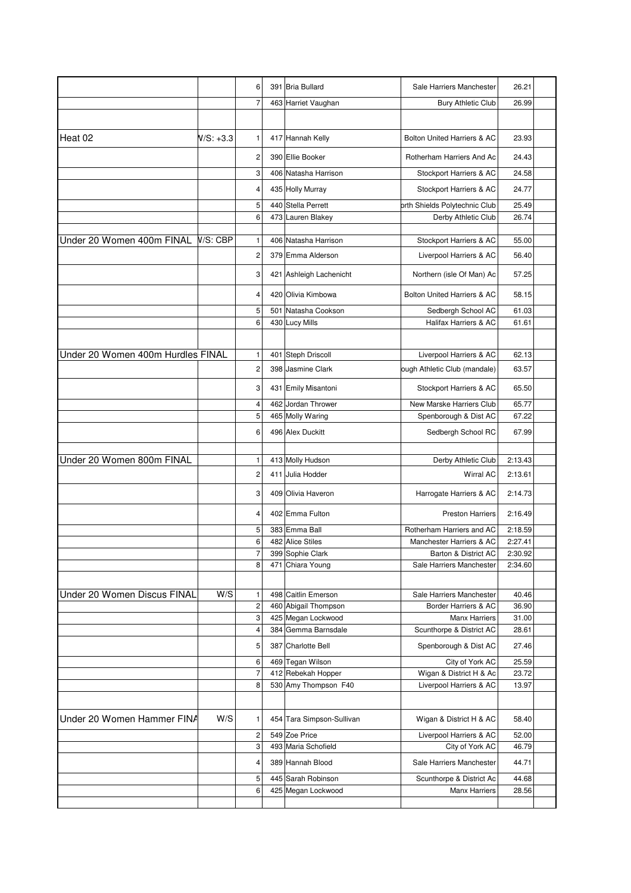| | | | | | | |
|---|---|---|---|---|---|---|
| | | 6 | 391 | Bria Bullard | Sale Harriers Manchester | 26.21 |
| | | 7 | 463 | Harriet Vaughan | Bury Athletic Club | 26.99 |
| | | | | | | |
| Heat 02 | V/S: +3.3 | 1 | 417 | Hannah Kelly | Bolton United Harriers & AC | 23.93 |
| | | 2 | 390 | Ellie Booker | Rotherham Harriers And Ac | 24.43 |
| | | 3 | 406 | Natasha Harrison | Stockport Harriers & AC | 24.58 |
| | | 4 | 435 | Holly Murray | Stockport Harriers & AC | 24.77 |
| | | 5 | 440 | Stella Perrett | orth Shields Polytechnic Club | 25.49 |
| | | 6 | 473 | Lauren Blakey | Derby Athletic Club | 26.74 |
| | | | | | | |
| Under 20 Women 400m FINAL | V/S: CBP | 1 | 406 | Natasha Harrison | Stockport Harriers & AC | 55.00 |
| | | 2 | 379 | Emma Alderson | Liverpool Harriers & AC | 56.40 |
| | | 3 | 421 | Ashleigh Lachenicht | Northern (isle Of Man) Ac | 57.25 |
| | | 4 | 420 | Olivia Kimbowa | Bolton United Harriers & AC | 58.15 |
| | | 5 | 501 | Natasha Cookson | Sedbergh School AC | 61.03 |
| | | 6 | 430 | Lucy Mills | Halifax Harriers & AC | 61.61 |
| | | | | | | |
| Under 20 Women 400m Hurdles FINAL | | 1 | 401 | Steph Driscoll | Liverpool Harriers & AC | 62.13 |
| | | 2 | 398 | Jasmine Clark | ough Athletic Club (mandale) | 63.57 |
| | | 3 | 431 | Emily Misantoni | Stockport Harriers & AC | 65.50 |
| | | 4 | 462 | Jordan Thrower | New Marske Harriers Club | 65.77 |
| | | 5 | 465 | Molly Waring | Spenborough & Dist AC | 67.22 |
| | | 6 | 496 | Alex Duckitt | Sedbergh School RC | 67.99 |
| | | | | | | |
| Under 20 Women 800m FINAL | | 1 | 413 | Molly Hudson | Derby Athletic Club | 2:13.43 |
| | | 2 | 411 | Julia Hodder | Wirral AC | 2:13.61 |
| | | 3 | 409 | Olivia Haveron | Harrogate Harriers & AC | 2:14.73 |
| | | 4 | 402 | Emma Fulton | Preston Harriers | 2:16.49 |
| | | 5 | 383 | Emma Ball | Rotherham Harriers and AC | 2:18.59 |
| | | 6 | 482 | Alice Stiles | Manchester Harriers & AC | 2:27.41 |
| | | 7 | 399 | Sophie Clark | Barton & District AC | 2:30.92 |
| | | 8 | 471 | Chiara Young | Sale Harriers Manchester | 2:34.60 |
| | | | | | | |
| Under 20 Women Discus FINAL | W/S | 1 | 498 | Caitlin Emerson | Sale Harriers Manchester | 40.46 |
| | | 2 | 460 | Abigail Thompson | Border Harriers & AC | 36.90 |
| | | 3 | 425 | Megan Lockwood | Manx Harriers | 31.00 |
| | | 4 | 384 | Gemma Barnsdale | Scunthorpe & District AC | 28.61 |
| | | 5 | 387 | Charlotte Bell | Spenborough & Dist AC | 27.46 |
| | | 6 | 469 | Tegan Wilson | City of York AC | 25.59 |
| | | 7 | 412 | Rebekah Hopper | Wigan & District H & Ac | 23.72 |
| | | 8 | 530 | Amy Thompson F40 | Liverpool Harriers & AC | 13.97 |
| | | | | | | |
| Under 20 Women Hammer FINA | W/S | 1 | 454 | Tara Simpson-Sullivan | Wigan & District H & AC | 58.40 |
| | | 2 | 549 | Zoe Price | Liverpool Harriers & AC | 52.00 |
| | | 3 | 493 | Maria Schofield | City of York AC | 46.79 |
| | | 4 | 389 | Hannah Blood | Sale Harriers Manchester | 44.71 |
| | | 5 | 445 | Sarah Robinson | Scunthorpe & District Ac | 44.68 |
| | | 6 | 425 | Megan Lockwood | Manx Harriers | 28.56 |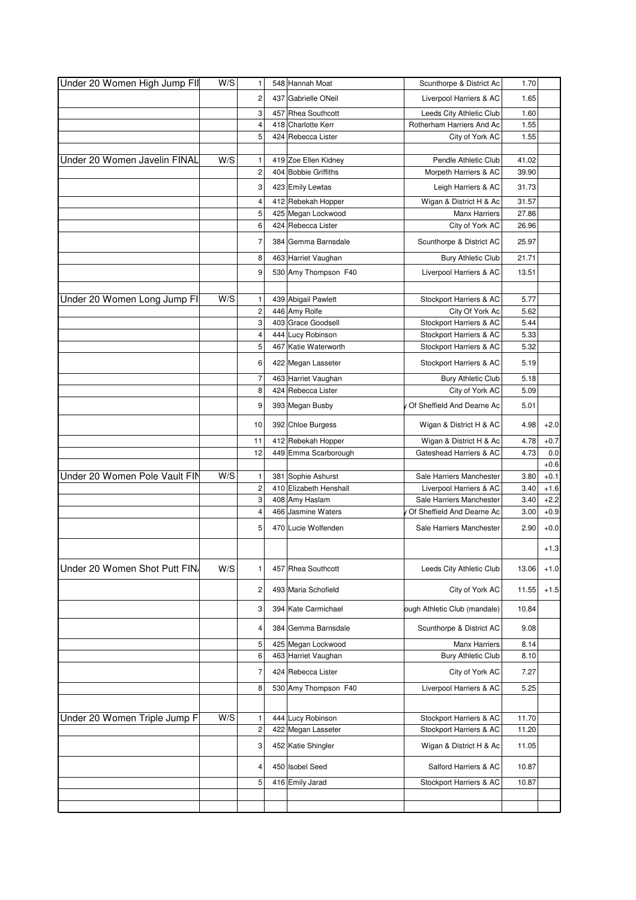| Event | Category | Pos | No | Name | Club | Result | Wind |
|---|---|---|---|---|---|---|---|
| Under 20 Women High Jump FII | W/S | 1 | 548 | Hannah Moat | Scunthorpe & District Ac | 1.70 | |
| | | 2 | 437 | Gabrielle ONeil | Liverpool Harriers & AC | 1.65 | |
| | | 3 | 457 | Rhea Southcott | Leeds City Athletic Club | 1.60 | |
| | | 4 | 418 | Charlotte Kerr | Rotherham Harriers And Ac | 1.55 | |
| | | 5 | 424 | Rebecca Lister | City of York AC | 1.55 | |
| | | | | | | | |
| Under 20 Women Javelin FINAL | W/S | 1 | 419 | Zoe Ellen Kidney | Pendle Athletic Club | 41.02 | |
| | | 2 | 404 | Bobbie Griffiths | Morpeth Harriers & AC | 39.90 | |
| | | 3 | 423 | Emily Lewtas | Leigh Harriers & AC | 31.73 | |
| | | 4 | 412 | Rebekah Hopper | Wigan & District H & Ac | 31.57 | |
| | | 5 | 425 | Megan Lockwood | Manx Harriers | 27.86 | |
| | | 6 | 424 | Rebecca Lister | City of York AC | 26.96 | |
| | | 7 | 384 | Gemma Barnsdale | Scunthorpe & District AC | 25.97 | |
| | | 8 | 463 | Harriet Vaughan | Bury Athletic Club | 21.71 | |
| | | 9 | 530 | Amy Thompson F40 | Liverpool Harriers & AC | 13.51 | |
| | | | | | | | |
| Under 20 Women Long Jump FI | W/S | 1 | 439 | Abigail Pawlett | Stockport Harriers & AC | 5.77 | |
| | | 2 | 446 | Amy Rolfe | City Of York Ac | 5.62 | |
| | | 3 | 403 | Grace Goodsell | Stockport Harriers & AC | 5.44 | |
| | | 4 | 444 | Lucy Robinson | Stockport Harriers & AC | 5.33 | |
| | | 5 | 467 | Katie Waterworth | Stockport Harriers & AC | 5.32 | |
| | | 6 | 422 | Megan Lasseter | Stockport Harriers & AC | 5.19 | |
| | | 7 | 463 | Harriet Vaughan | Bury Athletic Club | 5.18 | |
| | | 8 | 424 | Rebecca Lister | City of York AC | 5.09 | |
| | | 9 | 393 | Megan Busby | y Of Sheffield And Dearne Ac | 5.01 | |
| | | 10 | 392 | Chloe Burgess | Wigan & District H & AC | 4.98 | +2.0 |
| | | 11 | 412 | Rebekah Hopper | Wigan & District H & Ac | 4.78 | +0.7 |
| | | 12 | 449 | Emma Scarborough | Gateshead Harriers & AC | 4.73 | 0.0 |
| | | | | | | | +0.6 |
| Under 20 Women Pole Vault FIN | W/S | 1 | 381 | Sophie Ashurst | Sale Harriers Manchester | 3.80 | +0.1 |
| | | 2 | 410 | Elizabeth Henshall | Liverpool Harriers & AC | 3.40 | +1.6 |
| | | 3 | 408 | Amy Haslam | Sale Harriers Manchester | 3.40 | +2.2 |
| | | 4 | 466 | Jasmine Waters | y Of Sheffield And Dearne Ac | 3.00 | +0.9 |
| | | 5 | 470 | Lucie Wolfenden | Sale Harriers Manchester | 2.90 | +0.0 |
| | | | | | | | +1.3 |
| Under 20 Women Shot Putt FIN | W/S | 1 | 457 | Rhea Southcott | Leeds City Athletic Club | 13.06 | +1.0 |
| | | 2 | 493 | Maria Schofield | City of York AC | 11.55 | +1.5 |
| | | 3 | 394 | Kate Carmichael | ough Athletic Club (mandale) | 10.84 | |
| | | 4 | 384 | Gemma Barnsdale | Scunthorpe & District AC | 9.08 | |
| | | 5 | 425 | Megan Lockwood | Manx Harriers | 8.14 | |
| | | 6 | 463 | Harriet Vaughan | Bury Athletic Club | 8.10 | |
| | | 7 | 424 | Rebecca Lister | City of York AC | 7.27 | |
| | | 8 | 530 | Amy Thompson F40 | Liverpool Harriers & AC | 5.25 | |
| | | | | | | | |
| Under 20 Women Triple Jump F | W/S | 1 | 444 | Lucy Robinson | Stockport Harriers & AC | 11.70 | |
| | | 2 | 422 | Megan Lasseter | Stockport Harriers & AC | 11.20 | |
| | | 3 | 452 | Katie Shingler | Wigan & District H & Ac | 11.05 | |
| | | 4 | 450 | Isobel Seed | Salford Harriers & AC | 10.87 | |
| | | 5 | 416 | Emily Jarad | Stockport Harriers & AC | 10.87 | |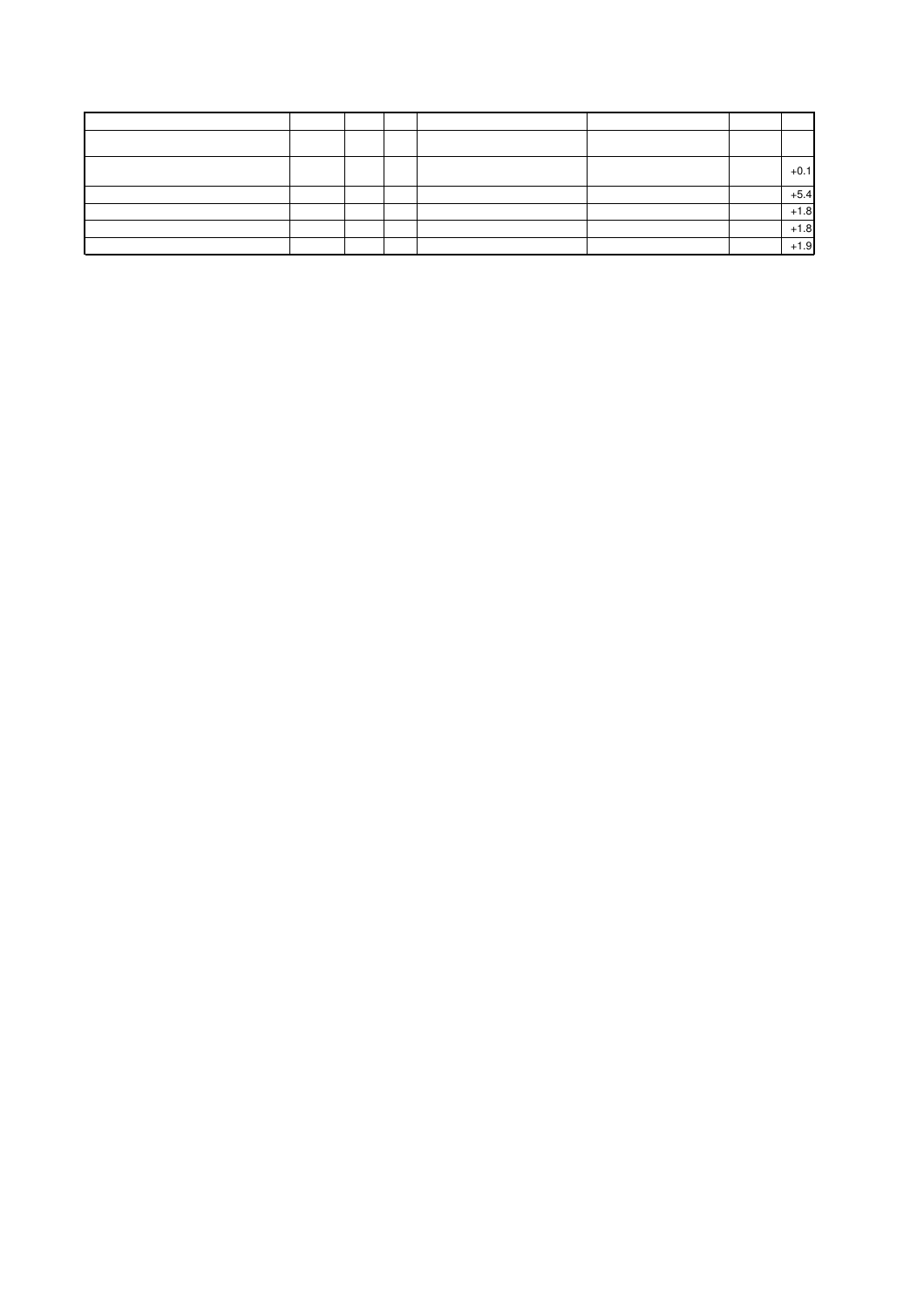| | | | | | | | |
|---|---|---|---|---|---|---|---|
| | | | | | | | |
| | | | | | | | +0.1 |
| | | | | | | | +5.4 |
| | | | | | | | +1.8 |
| | | | | | | | +1.8 |
| | | | | | | | +1.9 |